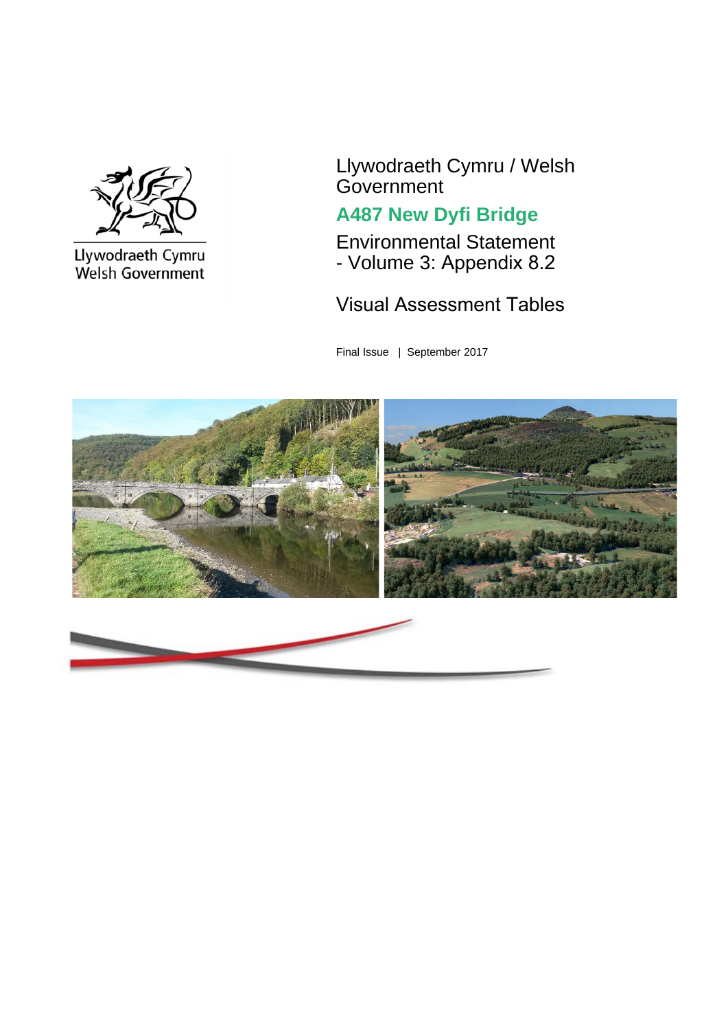Llywodraeth Cymru / Welsh Government

# A487 New Dyfi Bridge

Environmental Statement - Volume 3: Appendix 8.2

## Visual Assessment Tables

Final Issue | September 2017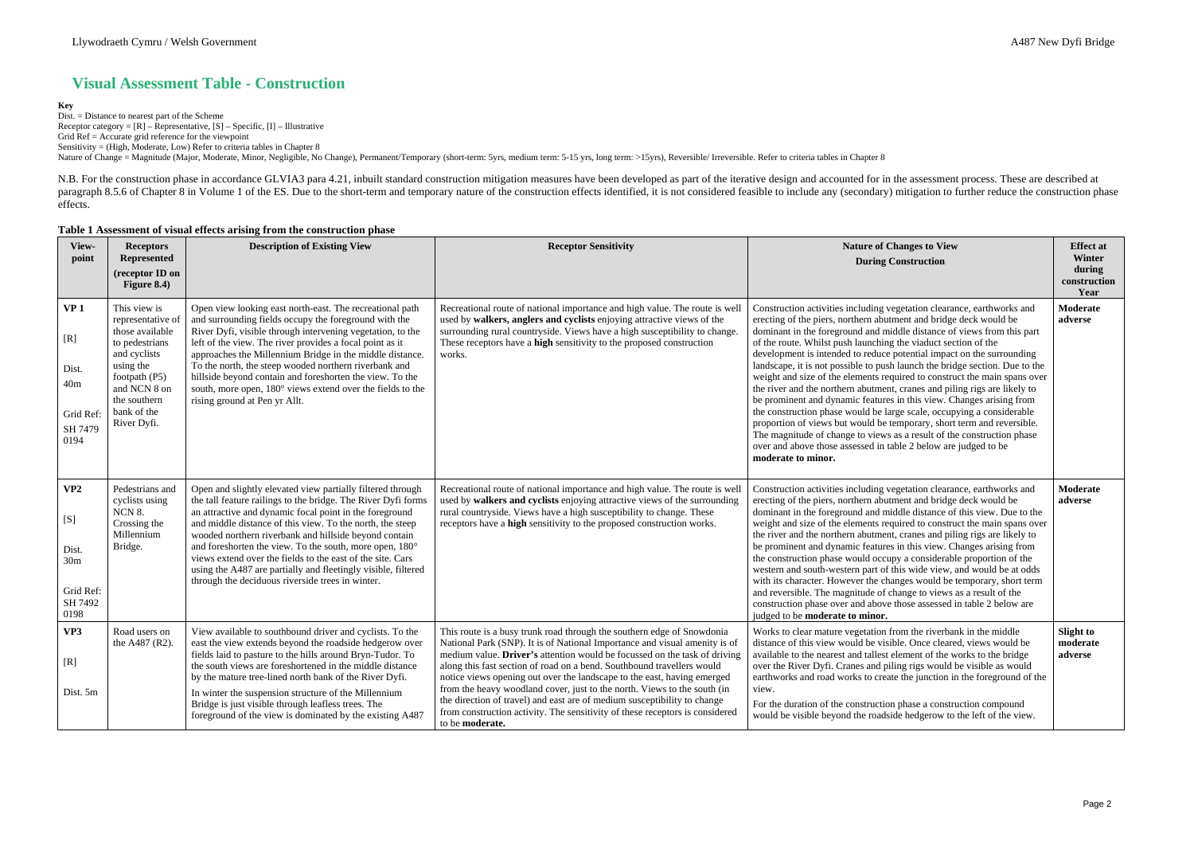# Visual Assessment Table - Construction

**Key**

Dist. = Distance to nearest part of the Scheme

Receptor category = [R] – Representative, [S] – Specific, [I] – Illustrative

Grid Ref = Accurate grid reference for the viewpoint

Sensitivity = (High, Moderate, Low) Refer to criteria tables in Chapter 8

Nature of Change = Magnitude (Major, Moderate, Minor, Negligible, No Change), Permanent/Temporary (short-term: 5yrs, medium term: 5-15 yrs, long term: >15yrs), Reversible/ Irreversible. Refer to criteria tables in Chapter 8

N.B. For the construction phase in accordance GLVIA3 para 4.21, inbuilt standard construction mitigation measures have been developed as part of the iterative design and accounted for in the assessment process. These are described at paragraph 8.5.6 of Chapter 8 in Volume 1 of the ES. Due to the short-term and temporary nature of the construction effects identified, it is not considered feasible to include any (secondary) mitigation to further reduce the construction phase effects.

**Table 1 Assessment of visual effects arising from the construction phase**

| View-point | Receptors Represented (receptor ID on Figure 8.4) | Description of Existing View | Receptor Sensitivity | Nature of Changes to View During Construction | Effect at Winter during construction Year |
|---|---|---|---|---|---|
| **VP 1**<br><br>[R]<br><br>Dist. 40m<br><br>Grid Ref: SH 7479 0194 | This view is representative of those available to pedestrians and cyclists using the footpath (P5) and NCN 8 on the southern bank of the River Dyfi. | Open view looking east north-east. The recreational path and surrounding fields occupy the foreground with the River Dyfi, visible through intervening vegetation, to the left of the view. The river provides a focal point as it approaches the Millennium Bridge in the middle distance. To the north, the steep wooded northern riverbank and hillside beyond contain and foreshorten the view. To the south, more open, 180° views extend over the fields to the rising ground at Pen yr Allt. | Recreational route of national importance and high value. The route is well used by **walkers, anglers and cyclists** enjoying attractive views of the surrounding rural countryside. Views have a high susceptibility to change. These receptors have a **high** sensitivity to the proposed construction works. | Construction activities including vegetation clearance, earthworks and erecting of the piers, northern abutment and bridge deck would be dominant in the foreground and middle distance of views from this part of the route. Whilst push launching the viaduct section of the development is intended to reduce potential impact on the surrounding landscape, it is not possible to push launch the bridge section. Due to the weight and size of the elements required to construct the main spans over the river and the northern abutment, cranes and piling rigs are likely to be prominent and dynamic features in this view. Changes arising from the construction phase would be large scale, occupying a considerable proportion of views but would be temporary, short term and reversible. The magnitude of change to views as a result of the construction phase over and above those assessed in table 2 below are judged to be **moderate to minor.** | **Moderate adverse** |
| **VP2**<br><br>[S]<br><br>Dist. 30m<br><br>Grid Ref: SH 7492 0198 | Pedestrians and cyclists using NCN 8. Crossing the Millennium Bridge. | Open and slightly elevated view partially filtered through the tall feature railings to the bridge. The River Dyfi forms an attractive and dynamic focal point in the foreground and middle distance of this view. To the north, the steep wooded northern riverbank and hillside beyond contain and foreshorten the view. To the south, more open, 180° views extend over the fields to the east of the site. Cars using the A487 are partially and fleetingly visible, filtered through the deciduous riverside trees in winter. | Recreational route of national importance and high value. The route is well used by **walkers and cyclists** enjoying attractive views of the surrounding rural countryside. Views have a high susceptibility to change. These receptors have a **high** sensitivity to the proposed construction works. | Construction activities including vegetation clearance, earthworks and erecting of the piers, northern abutment and bridge deck would be dominant in the foreground and middle distance of this view. Due to the weight and size of the elements required to construct the main spans over the river and the northern abutment, cranes and piling rigs are likely to be prominent and dynamic features in this view. Changes arising from the construction phase would occupy a considerable proportion of the western and south-western part of this wide view, and would be at odds with its character. However the changes would be temporary, short term and reversible. The magnitude of change to views as a result of the construction phase over and above those assessed in table 2 below are judged to be **moderate to minor.** | **Moderate adverse** |
| **VP3**<br><br>[R]<br><br>Dist. 5m | Road users on the A487 (R2). | View available to southbound driver and cyclists. To the east the view extends beyond the roadside hedgerow over fields laid to pasture to the hills around Bryn-Tudor. To the south views are foreshortened in the middle distance by the mature tree-lined north bank of the River Dyfi.<br><br>In winter the suspension structure of the Millennium Bridge is just visible through leafless trees. The foreground of the view is dominated by the existing A487 | This route is a busy trunk road through the southern edge of Snowdonia National Park (SNP). It is of National Importance and visual amenity is of medium value. **Driver's** attention would be focussed on the task of driving along this fast section of road on a bend. Southbound travellers would notice views opening out over the landscape to the east, having emerged from the heavy woodland cover, just to the north. Views to the south (in the direction of travel) and east are of medium susceptibility to change from construction activity. The sensitivity of these receptors is considered to be **moderate.** | Works to clear mature vegetation from the riverbank in the middle distance of this view would be visible. Once cleared, views would be available to the nearest and tallest element of the works to the bridge over the River Dyfi. Cranes and piling rigs would be visible as would earthworks and road works to create the junction in the foreground of the view.<br><br>For the duration of the construction phase a construction compound would be visible beyond the roadside hedgerow to the left of the view. | **Slight to moderate adverse** |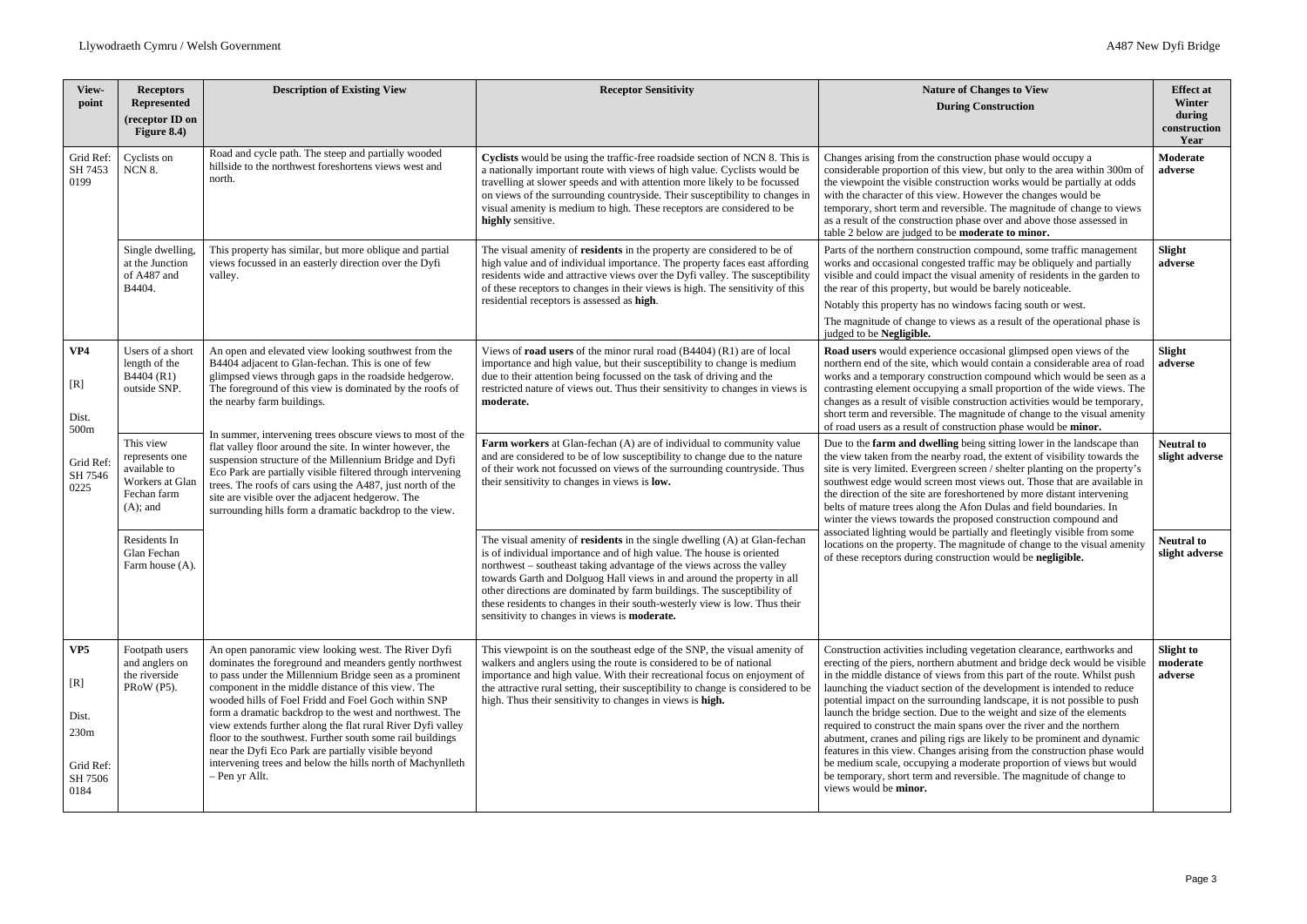| View-point | Receptors Represented (receptor ID on Figure 8.4) | Description of Existing View | Receptor Sensitivity | Nature of Changes to View During Construction | Effect at Winter during construction Year |
|---|---|---|---|---|---|
| Grid Ref: SH 7453 0199 | Cyclists on NCN 8. | Road and cycle path. The steep and partially wooded hillside to the northwest foreshortens views west and north. | **Cyclists** would be using the traffic-free roadside section of NCN 8. This is a nationally important route with views of high value. Cyclists would be travelling at slower speeds and with attention more likely to be focussed on views of the surrounding countryside. Their susceptibility to changes in visual amenity is medium to high. These receptors are considered to be **highly** sensitive. | Changes arising from the construction phase would occupy a considerable proportion of this view, but only to the area within 300m of the viewpoint the visible construction works would be partially at odds with the character of this view. However the changes would be temporary, short term and reversible. The magnitude of change to views as a result of the construction phase over and above those assessed in table 2 below are judged to be **moderate to minor.** | **Moderate adverse** |
| | Single dwelling, at the Junction of A487 and B4404. | This property has similar, but more oblique and partial views focussed in an easterly direction over the Dyfi valley. | The visual amenity of **residents** in the property are considered to be of high value and of individual importance. The property faces east affording residents wide and attractive views over the Dyfi valley. The susceptibility of these receptors to changes in their views is high. The sensitivity of this residential receptors is assessed as **high**. | Parts of the northern construction compound, some traffic management works and occasional congested traffic may be obliquely and partially visible and could impact the visual amenity of residents in the garden to the rear of this property, but would be barely noticeable.<br>Notably this property has no windows facing south or west.<br>The magnitude of change to views as a result of the operational phase is judged to be **Negligible.** | **Slight adverse** |
| **VP4**<br>[R]<br>Dist. 500m<br>Grid Ref: SH 7546 0225 | Users of a short length of the B4404 (R1) outside SNP. | An open and elevated view looking southwest from the B4404 adjacent to Glan-fechan. This is one of few glimpsed views through gaps in the roadside hedgerow. The foreground of this view is dominated by the roofs of the nearby farm buildings.<br>In summer, intervening trees obscure views to most of the flat valley floor around the site. In winter however, the suspension structure of the Millennium Bridge and Dyfi Eco Park are partially visible filtered through intervening trees. The roofs of cars using the A487, just north of the site are visible over the adjacent hedgerow. The surrounding hills form a dramatic backdrop to the view. | Views of **road users** of the minor rural road (B4404) (R1) are of local importance and high value, but their susceptibility to change is medium due to their attention being focussed on the task of driving and the restricted nature of views out. Thus their sensitivity to changes in views is **moderate.** | **Road users** would experience occasional glimpsed open views of the northern end of the site, which would contain a considerable area of road works and a temporary construction compound which would be seen as a contrasting element occupying a small proportion of the wide views. The changes as a result of visible construction activities would be temporary, short term and reversible. The magnitude of change to the visual amenity of road users as a result of construction phase would be **minor.** | **Slight adverse** |
| | This view represents one available to Workers at Glan Fechan farm (A); and | | **Farm workers** at Glan-fechan (A) are of individual to community value and are considered to be of low susceptibility to change due to the nature of their work not focussed on views of the surrounding countryside. Thus their sensitivity to changes in views is **low.** | Due to the **farm and dwelling** being sitting lower in the landscape than the view taken from the nearby road, the extent of visibility towards the site is very limited. Evergreen screen / shelter planting on the property's southwest edge would screen most views out. Those that are available in the direction of the site are foreshortened by more distant intervening belts of mature trees along the Afon Dulas and field boundaries. In winter the views towards the proposed construction compound and associated lighting would be partially and fleetingly visible from some locations on the property. The magnitude of change to the visual amenity of these receptors during construction would be **negligible.** | **Neutral to slight adverse** |
| | Residents In Glan Fechan Farm house (A). | | The visual amenity of **residents** in the single dwelling (A) at Glan-fechan is of individual importance and of high value. The house is oriented northwest – southeast taking advantage of the views across the valley towards Garth and Dolguog Hall views in and around the property in all other directions are dominated by farm buildings. The susceptibility of these residents to changes in their south-westerly view is low. Thus their sensitivity to changes in views is **moderate.** | | **Neutral to slight adverse** |
| **VP5**<br>[R]<br>Dist. 230m<br>Grid Ref: SH 7506 0184 | Footpath users and anglers on the riverside PRoW (P5). | An open panoramic view looking west. The River Dyfi dominates the foreground and meanders gently northwest to pass under the Millennium Bridge seen as a prominent component in the middle distance of this view. The wooded hills of Foel Fridd and Foel Goch within SNP form a dramatic backdrop to the west and northwest. The view extends further along the flat rural River Dyfi valley floor to the southwest. Further south some rail buildings near the Dyfi Eco Park are partially visible beyond intervening trees and below the hills north of Machynlleth – Pen yr Allt. | This viewpoint is on the southeast edge of the SNP, the visual amenity of walkers and anglers using the route is considered to be of national importance and high value. With their recreational focus on enjoyment of the attractive rural setting, their susceptibility to change is considered to be high. Thus their sensitivity to changes in views is **high.** | Construction activities including vegetation clearance, earthworks and erecting of the piers, northern abutment and bridge deck would be visible in the middle distance of views from this part of the route. Whilst push launching the viaduct section of the development is intended to reduce potential impact on the surrounding landscape, it is not possible to push launch the bridge section. Due to the weight and size of the elements required to construct the main spans over the river and the northern abutment, cranes and piling rigs are likely to be prominent and dynamic features in this view. Changes arising from the construction phase would be medium scale, occupying a moderate proportion of views but would be temporary, short term and reversible. The magnitude of change to views would be **minor.** | **Slight to moderate adverse** |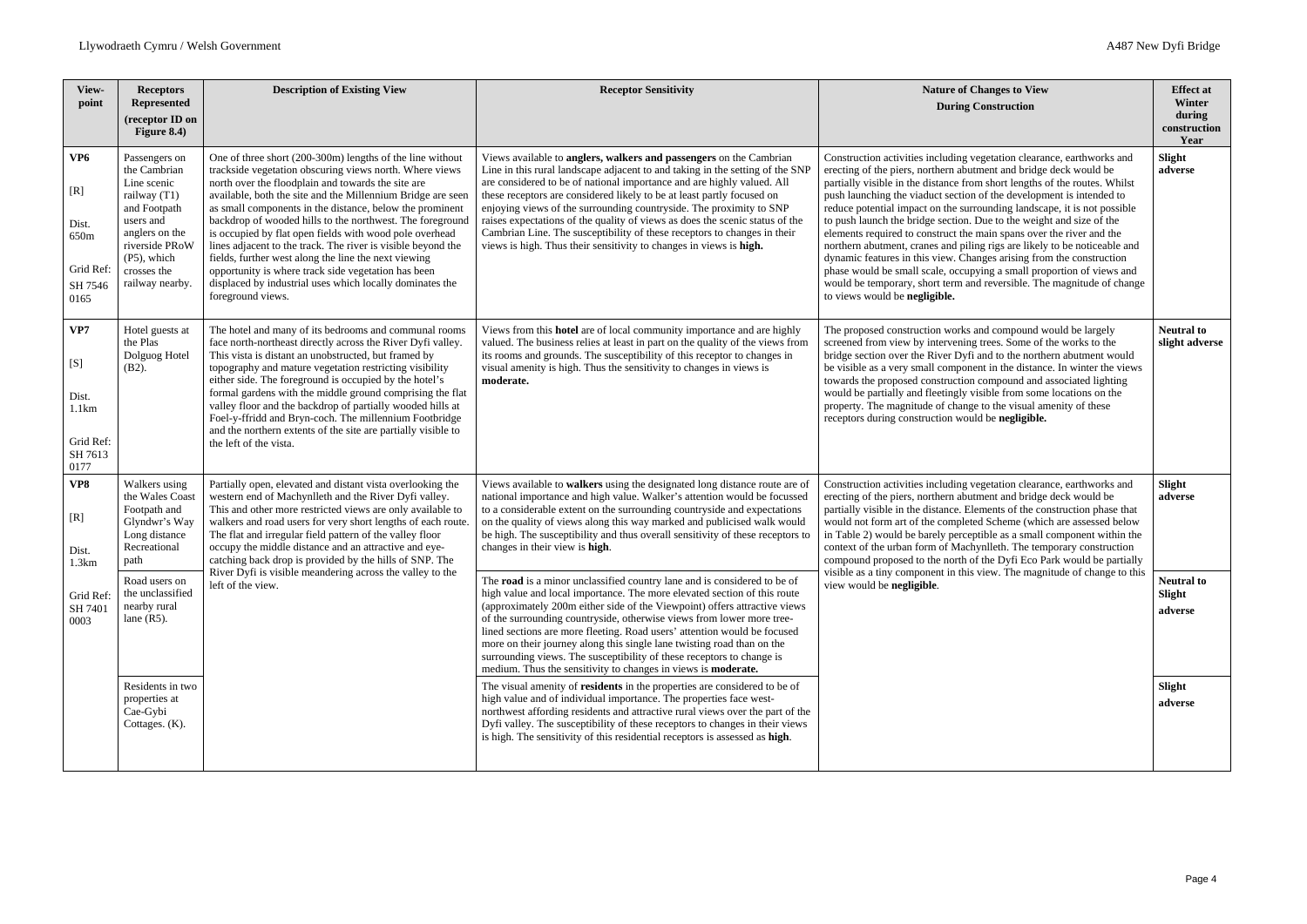| View-point | Receptors Represented (receptor ID on Figure 8.4) | Description of Existing View | Receptor Sensitivity | Nature of Changes to View During Construction | Effect at Winter during construction Year |
|---|---|---|---|---|---|
| **VP6**<br><br>[R]<br><br>Dist. 650m<br><br>Grid Ref: SH 7546 0165 | Passengers on the Cambrian Line scenic railway (T1) and Footpath users and anglers on the riverside PRoW (P5), which crosses the railway nearby. | One of three short (200-300m) lengths of the line without trackside vegetation obscuring views north. Where views north over the floodplain and towards the site are available, both the site and the Millennium Bridge are seen as small components in the distance, below the prominent backdrop of wooded hills to the northwest. The foreground is occupied by flat open fields with wood pole overhead lines adjacent to the track. The river is visible beyond the fields, further west along the line the next viewing opportunity is where track side vegetation has been displaced by industrial uses which locally dominates the foreground views. | Views available to **anglers, walkers and passengers** on the Cambrian Line in this rural landscape adjacent to and taking in the setting of the SNP are considered to be of national importance and are highly valued. All these receptors are considered likely to be at least partly focused on enjoying views of the surrounding countryside. The proximity to SNP raises expectations of the quality of views as does the scenic status of the Cambrian Line. The susceptibility of these receptors to changes in their views is high. Thus their sensitivity to changes in views is **high.** | Construction activities including vegetation clearance, earthworks and erecting of the piers, northern abutment and bridge deck would be partially visible in the distance from short lengths of the routes. Whilst push launching the viaduct section of the development is intended to reduce potential impact on the surrounding landscape, it is not possible to push launch the bridge section. Due to the weight and size of the elements required to construct the main spans over the river and the northern abutment, cranes and piling rigs are likely to be noticeable and dynamic features in this view. Changes arising from the construction phase would be small scale, occupying a small proportion of views and would be temporary, short term and reversible. The magnitude of change to views would be **negligible.** | **Slight adverse** |
| **VP7**<br><br>[S]<br><br>Dist. 1.1km<br><br>Grid Ref: SH 7613 0177 | Hotel guests at the Plas Dolguog Hotel (B2). | The hotel and many of its bedrooms and communal rooms face north-northeast directly across the River Dyfi valley. This vista is distant an unobstructed, but framed by topography and mature vegetation restricting visibility either side. The foreground is occupied by the hotel's formal gardens with the middle ground comprising the flat valley floor and the backdrop of partially wooded hills at Foel-y-ffridd and Bryn-coch. The millennium Footbridge and the northern extents of the site are partially visible to the left of the vista. | Views from this **hotel** are of local community importance and are highly valued. The business relies at least in part on the quality of the views from its rooms and grounds. The susceptibility of this receptor to changes in visual amenity is high. Thus the sensitivity to changes in views is **moderate.** | The proposed construction works and compound would be largely screened from view by intervening trees. Some of the works to the bridge section over the River Dyfi and to the northern abutment would be visible as a very small component in the distance. In winter the views towards the proposed construction compound and associated lighting would be partially and fleetingly visible from some locations on the property. The magnitude of change to the visual amenity of these receptors during construction would be **negligible.** | **Neutral to slight adverse** |
| **VP8**<br><br>[R]<br><br>Dist. 1.3km<br><br>Grid Ref: SH 7401 0003 | Walkers using the Wales Coast Footpath and Glyndwr's Way Long distance Recreational path | Partially open, elevated and distant vista overlooking the western end of Machynlleth and the River Dyfi valley. This and other more restricted views are only available to walkers and road users for very short lengths of each route. The flat and irregular field pattern of the valley floor occupy the middle distance and an attractive and eye-catching back drop is provided by the hills of SNP. The River Dyfi is visible meandering across the valley to the left of the view. | Views available to **walkers** using the designated long distance route are of national importance and high value. Walker's attention would be focussed to a considerable extent on the surrounding countryside and expectations on the quality of views along this way marked and publicised walk would be high. The susceptibility and thus overall sensitivity of these receptors to changes in their view is **high**. | Construction activities including vegetation clearance, earthworks and erecting of the piers, northern abutment and bridge deck would be partially visible in the distance. Elements of the construction phase that would not form art of the completed Scheme (which are assessed below in Table 2) would be barely perceptible as a small component within the context of the urban form of Machynlleth. The temporary construction compound proposed to the north of the Dyfi Eco Park would be partially visible as a tiny component in this view. The magnitude of change to this view would be **negligible**. | **Slight adverse** |
| | Road users on the unclassified nearby rural lane (R5). | | The **road** is a minor unclassified country lane and is considered to be of high value and local importance. The more elevated section of this route (approximately 200m either side of the Viewpoint) offers attractive views of the surrounding countryside, otherwise views from lower more tree-lined sections are more fleeting. Road users' attention would be focused more on their journey along this single lane twisting road than on the surrounding views. The susceptibility of these receptors to change is medium. Thus the sensitivity to changes in views is **moderate.** | | **Neutral to Slight adverse** |
| | Residents in two properties at Cae-Gybi Cottages. (K). | | The visual amenity of **residents** in the properties are considered to be of high value and of individual importance. The properties face west-northwest affording residents and attractive rural views over the part of the Dyfi valley. The susceptibility of these receptors to changes in their views is high. The sensitivity of this residential receptors is assessed as **high**. | | **Slight adverse** |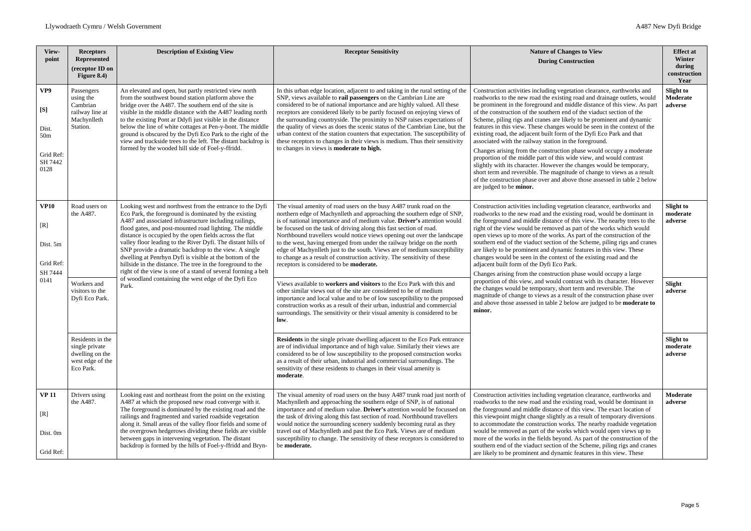| View-point | Receptors Represented (receptor ID on Figure 8.4) | Description of Existing View | Receptor Sensitivity | Nature of Changes to View During Construction | Effect at Winter during construction Year |
|---|---|---|---|---|---|
| **VP9** **[S]** Dist. 50m Grid Ref: SH 7442 0128 | Passengers using the Cambrian railway line at Machynlleth Station. | An elevated and open, but partly restricted view north from the southwest bound station platform above the bridge over the A487. The southern end of the site is visible in the middle distance with the A487 leading north to the existing Pont ar Ddyfi just visible in the distance below the line of white cottages at Pen-y-bont. The middle ground is obscured by the Dyfi Eco Park to the right of the view and trackside trees to the left. The distant backdrop is formed by the wooded hill side of Foel-y-ffridd. | In this urban edge location, adjacent to and taking in the rural setting of the SNP, views available to **rail passengers** on the Cambrian Line are considered to be of national importance and are highly valued. All these receptors are considered likely to be partly focused on enjoying views of the surrounding countryside. The proximity to NSP raises expectations of the quality of views as does the scenic status of the Cambrian Line, but the urban context of the station counters that expectation. The susceptibility of these receptors to changes in their views is medium. Thus their sensitivity to changes in views is **moderate to high.** | Construction activities including vegetation clearance, earthworks and roadworks to the new road the existing road and drainage outlets, would be prominent in the foreground and middle distance of this view. As part of the construction of the southern end of the viaduct section of the Scheme, piling rigs and cranes are likely to be prominent and dynamic features in this view. These changes would be seen in the context of the existing road, the adjacent built form of the Dyfi Eco Park and that associated with the railway station in the foreground.<br><br>Changes arising from the construction phase would occupy a moderate proportion of the middle part of this wide view, and would contrast slightly with its character. However the changes would be temporary, short term and reversible. The magnitude of change to views as a result of the construction phase over and above those assessed in table 2 below are judged to be **minor.** | **Slight to Moderate adverse** |
| **VP10** [R] Dist. 5m Grid Ref: SH 7444 0141 | Road users on the A487. | Looking west and northwest from the entrance to the Dyfi Eco Park, the foreground is dominated by the existing A487 and associated infrastructure including railings, flood gates, and post-mounted road lighting. The middle distance is occupied by the open fields across the flat valley floor leading to the River Dyfi. The distant hills of SNP provide a dramatic backdrop to the view. A single dwelling at Penrhyn Dyfi is visible at the bottom of the hillside in the distance. The tree in the foreground to the right of the view is one of a stand of several forming a belt of woodland containing the west edge of the Dyfi Eco Park. | The visual amenity of road users on the busy A487 trunk road on the northern edge of Machynlleth and approaching the southern edge of SNP, is of national importance and of medium value. **Driver's** attention would be focused on the task of driving along this fast section of road. Northbound travellers would notice views opening out over the landscape to the west, having emerged from under the railway bridge on the north edge of Machynlleth just to the south. Views are of medium susceptibility to change as a result of construction activity. The sensitivity of these receptors is considered to be **moderate.** | Construction activities including vegetation clearance, earthworks and roadworks to the new road and the existing road, would be dominant in the foreground and middle distance of this view. The nearby trees to the right of the view would be removed as part of the works which would open views up to more of the works. As part of the construction of the southern end of the viaduct section of the Scheme, piling rigs and cranes are likely to be prominent and dynamic features in this view. These changes would be seen in the context of the existing road and the adjacent built form of the Dyfi Eco Park.<br><br>Changes arising from the construction phase would occupy a large proportion of this view, and would contrast with its character. However the changes would be temporary, short term and reversible. The magnitude of change to views as a result of the construction phase over and above those assessed in table 2 below are judged to be **moderate to minor.** | **Slight to moderate adverse** |
| | Workers and visitors to the Dyfi Eco Park. | | Views available to **workers and visitors** to the Eco Park with this and other similar views out of the site are considered to be of medium importance and local value and to be of low susceptibility to the proposed construction works as a result of their urban, industrial and commercial surroundings. The sensitivity or their visual amenity is considered to be **low**. | | **Slight adverse** |
| | Residents in the single private dwelling on the west edge of the Eco Park. | | **Residents** in the single private dwelling adjacent to the Eco Park entrance are of individual importance and of high value. Similarly their views are considered to be of low susceptibility to the proposed construction works as a result of their urban, industrial and commercial surroundings. The sensitivity of these residents to changes in their visual amenity is **moderate**. | | **Slight to moderate adverse** |
| **VP 11** [R] Dist. 0m Grid Ref: | Drivers using the A487. | Looking east and northeast from the point on the existing A487 at which the proposed new road converge with it. The foreground is dominated by the existing road and the railings and fragmented and varied roadside vegetation along it. Small areas of the valley floor fields and some of the overgrown hedgerows dividing these fields are visible between gaps in intervening vegetation. The distant backdrop is formed by the hills of Foel-y-ffridd and Bryn- | The visual amenity of road users on the busy A487 trunk road just north of Machynlleth and approaching the southern edge of SNP, is of national importance and of medium value. **Driver's** attention would be focussed on the task of driving along this fast section of road. Northbound travellers would notice the surrounding scenery suddenly becoming rural as they travel out of Machynlleth and past the Eco Park. Views are of medium susceptibility to change. The sensitivity of these receptors is considered to be **moderate.** | Construction activities including vegetation clearance, earthworks and roadworks to the new road and the existing road, would be dominant in the foreground and middle distance of this view. The exact location of this viewpoint might change slightly as a result of temporary diversions to accommodate the construction works. The nearby roadside vegetation would be removed as part of the works which would open views up to more of the works in the fields beyond. As part of the construction of the southern end of the viaduct section of the Scheme, piling rigs and cranes are likely to be prominent and dynamic features in this view. These | **Moderate adverse** |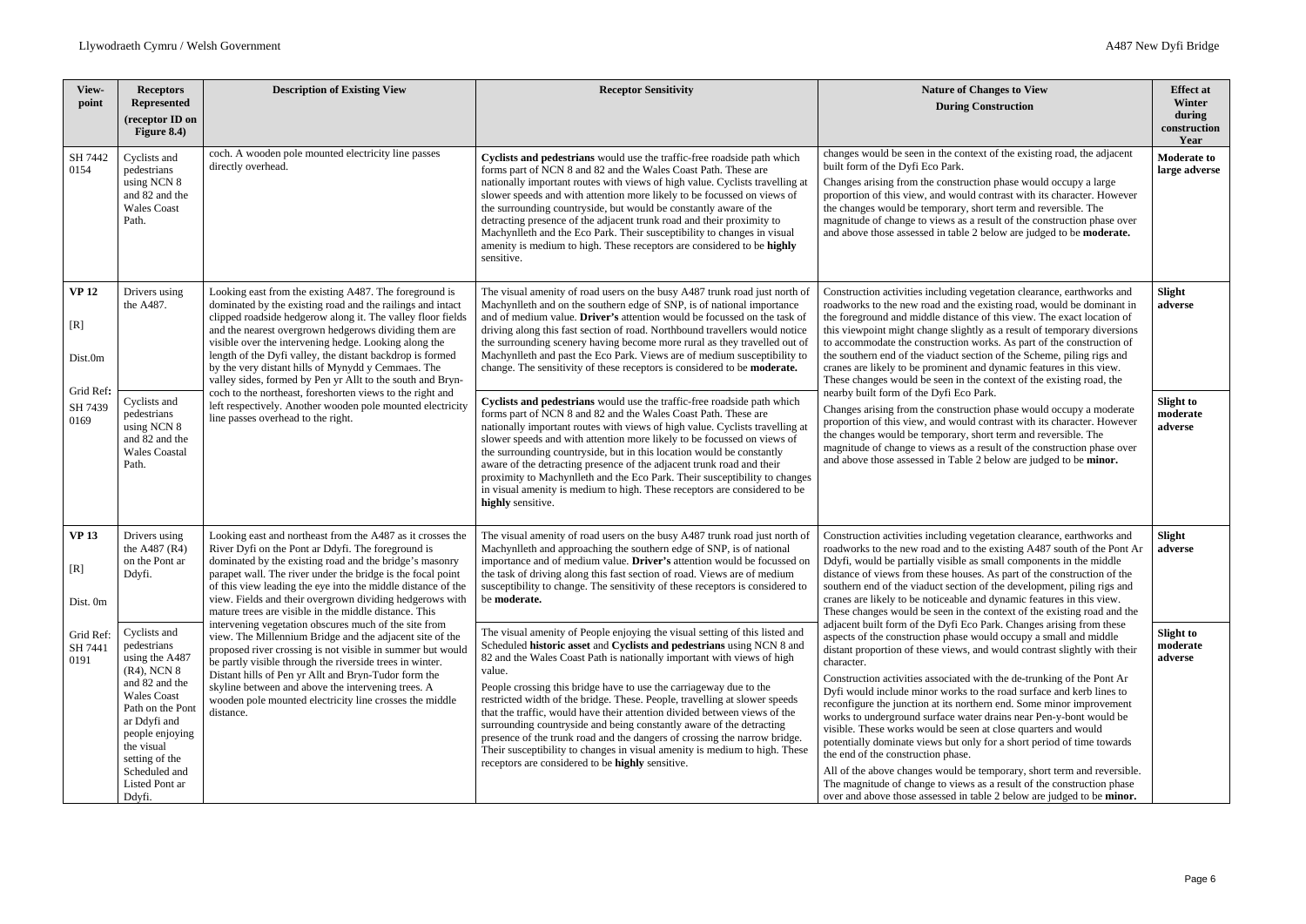| View-point | Receptors Represented (receptor ID on Figure 8.4) | Description of Existing View | Receptor Sensitivity | Nature of Changes to View During Construction | Effect at Winter during construction Year |
|---|---|---|---|---|---|
| SH 7442 0154 | Cyclists and pedestrians using NCN 8 and 82 and the Wales Coast Path. | coch. A wooden pole mounted electricity line passes directly overhead. | **Cyclists and pedestrians** would use the traffic-free roadside path which forms part of NCN 8 and 82 and the Wales Coast Path. These are nationally important routes with views of high value. Cyclists travelling at slower speeds and with attention more likely to be focussed on views of the surrounding countryside, but would be constantly aware of the detracting presence of the adjacent trunk road and their proximity to Machynlleth and the Eco Park. Their susceptibility to changes in visual amenity is medium to high. These receptors are considered to be **highly** sensitive. | changes would be seen in the context of the existing road, the adjacent built form of the Dyfi Eco Park. Changes arising from the construction phase would occupy a large proportion of this view, and would contrast with its character. However the changes would be temporary, short term and reversible. The magnitude of change to views as a result of the construction phase over and above those assessed in table 2 below are judged to be **moderate.** | **Moderate to large adverse** |
| **VP 12** [R] Dist.0m Grid Ref: SH 7439 0169 | Drivers using the A487. | Looking east from the existing A487. The foreground is dominated by the existing road and the railings and intact clipped roadside hedgerow along it. The valley floor fields and the nearest overgrown hedgerows dividing them are visible over the intervening hedge. Looking along the length of the Dyfi valley, the distant backdrop is formed by the very distant hills of Mynydd y Cemmaes. The valley sides, formed by Pen yr Allt to the south and Bryn-coch to the northeast, foreshorten views to the right and left respectively. Another wooden pole mounted electricity line passes overhead to the right. | The visual amenity of road users on the busy A487 trunk road just north of Machynlleth and on the southern edge of SNP, is of national importance and of medium value. **Driver's** attention would be focussed on the task of driving along this fast section of road. Northbound travellers would notice the surrounding scenery having become more rural as they travelled out of Machynlleth and past the Eco Park. Views are of medium susceptibility to change. The sensitivity of these receptors is considered to be **moderate.** | Construction activities including vegetation clearance, earthworks and roadworks to the new road and the existing road, would be dominant in the foreground and middle distance of this view. The exact location of this viewpoint might change slightly as a result of temporary diversions to accommodate the construction works. As part of the construction of the southern end of the viaduct section of the Scheme, piling rigs and cranes are likely to be prominent and dynamic features in this view. These changes would be seen in the context of the existing road, the nearby built form of the Dyfi Eco Park. Changes arising from the construction phase would occupy a moderate proportion of this view, and would contrast with its character. However the changes would be temporary, short term and reversible. The magnitude of change to views as a result of the construction phase over and above those assessed in Table 2 below are judged to be **minor.** | **Slight adverse** |
| | Cyclists and pedestrians using NCN 8 and 82 and the Wales Coastal Path. | | **Cyclists and pedestrians** would use the traffic-free roadside path which forms part of NCN 8 and 82 and the Wales Coast Path. These are nationally important routes with views of high value. Cyclists travelling at slower speeds and with attention more likely to be focussed on views of the surrounding countryside, but in this location would be constantly aware of the detracting presence of the adjacent trunk road and their proximity to Machynlleth and the Eco Park. Their susceptibility to changes in visual amenity is medium to high. These receptors are considered to be **highly** sensitive. | | **Slight to moderate adverse** |
| **VP 13** [R] Dist. 0m Grid Ref: SH 7441 0191 | Drivers using the A487 (R4) on the Pont ar Ddyfi. | Looking east and northeast from the A487 as it crosses the River Dyfi on the Pont ar Ddyfi. The foreground is dominated by the existing road and the bridge's masonry parapet wall. The river under the bridge is the focal point of this view leading the eye into the middle distance of the view. Fields and their overgrown dividing hedgerows with mature trees are visible in the middle distance. This intervening vegetation obscures much of the site from view. The Millennium Bridge and the adjacent site of the proposed river crossing is not visible in summer but would be partly visible through the riverside trees in winter. Distant hills of Pen yr Allt and Bryn-Tudor form the skyline between and above the intervening trees. A wooden pole mounted electricity line crosses the middle distance. | The visual amenity of road users on the busy A487 trunk road just north of Machynlleth and approaching the southern edge of SNP, is of national importance and of medium value. **Driver's** attention would be focussed on the task of driving along this fast section of road. Views are of medium susceptibility to change. The sensitivity of these receptors is considered to be **moderate.** | Construction activities including vegetation clearance, earthworks and roadworks to the new road and to the existing A487 south of the Pont Ar Ddyfi, would be partially visible as small components in the middle distance of views from these houses. As part of the construction of the southern end of the viaduct section of the development, piling rigs and cranes are likely to be noticeable and dynamic features in this view. These changes would be seen in the context of the existing road and the adjacent built form of the Dyfi Eco Park. Changes arising from these aspects of the construction phase would occupy a small and middle distant proportion of these views, and would contrast slightly with their character. Construction activities associated with the de-trunking of the Pont Ar Dyfi would include minor works to the road surface and kerb lines to reconfigure the junction at its northern end. Some minor improvement works to underground surface water drains near Pen-y-bont would be visible. These works would be seen at close quarters and would potentially dominate views but only for a short period of time towards the end of the construction phase. All of the above changes would be temporary, short term and reversible. The magnitude of change to views as a result of the construction phase over and above those assessed in table 2 below are judged to be **minor.** | **Slight adverse** |
| | Cyclists and pedestrians using the A487 (R4), NCN 8 and 82 and the Wales Coast Path on the Pont ar Ddyfi and people enjoying the visual setting of the Scheduled and Listed Pont ar Ddyfi. | | The visual amenity of People enjoying the visual setting of this listed and Scheduled **historic asset** and **Cyclists and pedestrians** using NCN 8 and 82 and the Wales Coast Path is nationally important with views of high value. People crossing this bridge have to use the carriageway due to the restricted width of the bridge. These people, travelling at slower speeds that the traffic, would have their attention divided between views of the surrounding countryside and being constantly aware of the detracting presence of the trunk road and the dangers of crossing the narrow bridge. Their susceptibility to changes in visual amenity is medium to high. These receptors are considered to be **highly** sensitive. | | **Slight to moderate adverse** |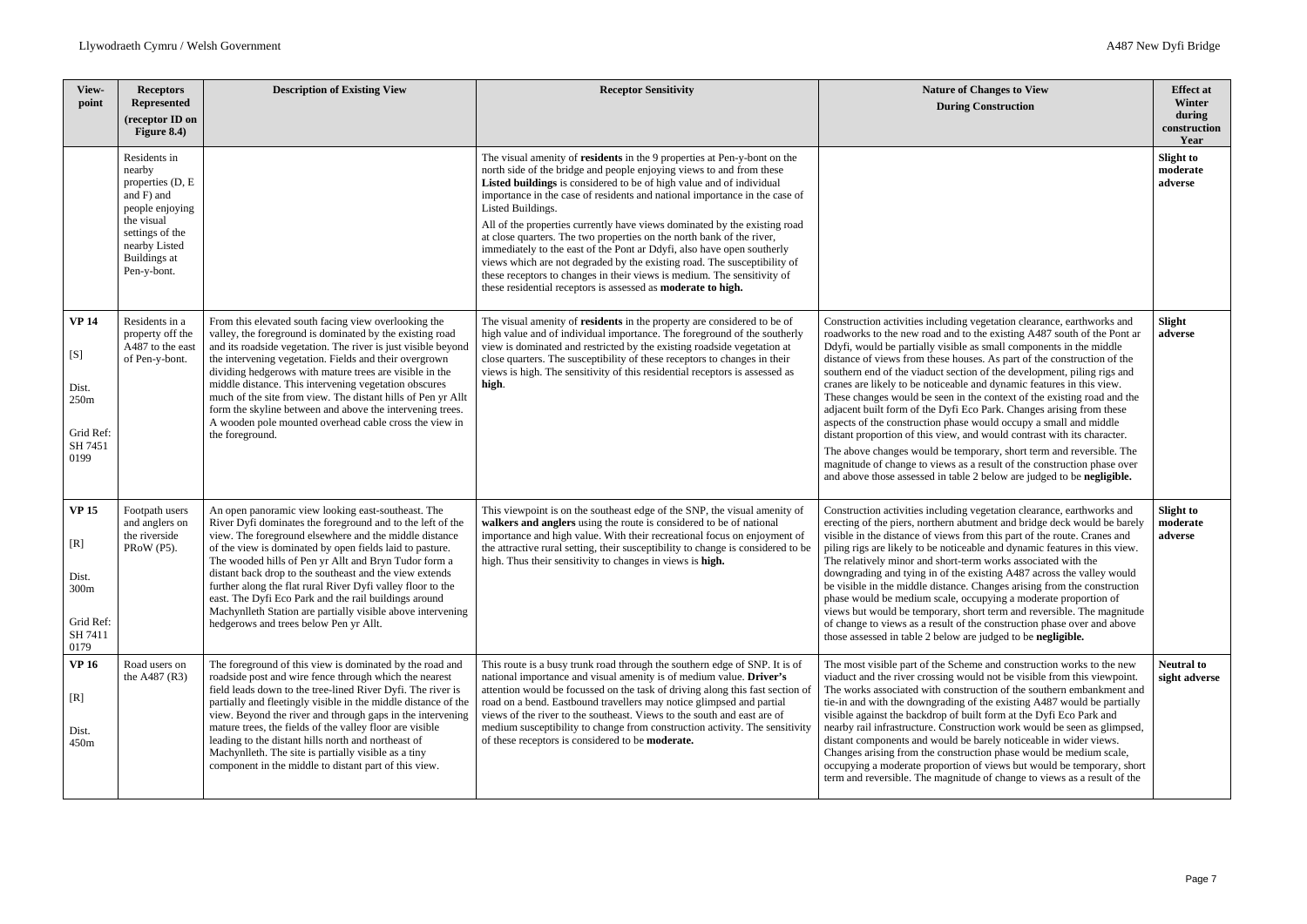| View-point | Receptors Represented (receptor ID on Figure 8.4) | Description of Existing View | Receptor Sensitivity | Nature of Changes to View During Construction | Effect at Winter during construction Year |
|---|---|---|---|---|---|
| | Residents in nearby properties (D, E and F) and people enjoying the visual settings of the nearby Listed Buildings at Pen-y-bont. | | The visual amenity of **residents** in the 9 properties at Pen-y-bont on the north side of the bridge and people enjoying views to and from these **Listed buildings** is considered to be of high value and of individual importance in the case of residents and national importance in the case of Listed Buildings.<br><br>All of the properties currently have views dominated by the existing road at close quarters. The two properties on the north bank of the river, immediately to the east of the Pont ar Ddyfi, also have open southerly views which are not degraded by the existing road. The susceptibility of these receptors to changes in their views is medium. The sensitivity of these residential receptors is assessed as **moderate to high.** | | **Slight to moderate adverse** |
| **VP 14**<br><br>[S]<br><br>Dist. 250m<br><br>Grid Ref: SH 7451 0199 | Residents in a property off the A487 to the east of Pen-y-bont. | From this elevated south facing view overlooking the valley, the foreground is dominated by the existing road and its roadside vegetation. The river is just visible beyond the intervening vegetation. Fields and their overgrown dividing hedgerows with mature trees are visible in the middle distance. This intervening vegetation obscures much of the site from view. The distant hills of Pen yr Allt form the skyline between and above the intervening trees. A wooden pole mounted overhead cable cross the view in the foreground. | The visual amenity of **residents** in the property are considered to be of high value and of individual importance. The foreground of the southerly view is dominated and restricted by the existing roadside vegetation at close quarters. The susceptibility of these receptors to changes in their views is high. The sensitivity of this residential receptors is assessed as **high**. | Construction activities including vegetation clearance, earthworks and roadworks to the new road and to the existing A487 south of the Pont ar Ddyfi, would be partially visible as small components in the middle distance of views from these houses. As part of the construction of the southern end of the viaduct section of the development, piling rigs and cranes are likely to be noticeable and dynamic features in this view. These changes would be seen in the context of the existing road and the adjacent built form of the Dyfi Eco Park. Changes arising from these aspects of the construction phase would occupy a small and middle distant proportion of this view, and would contrast with its character.<br><br>The above changes would be temporary, short term and reversible. The magnitude of change to views as a result of the construction phase over and above those assessed in table 2 below are judged to be **negligible.** | **Slight adverse** |
| **VP 15**<br><br>[R]<br><br>Dist. 300m<br><br>Grid Ref: SH 7411 0179 | Footpath users and anglers on the riverside PRoW (P5). | An open panoramic view looking east-southeast. The River Dyfi dominates the foreground and to the left of the view. The foreground elsewhere and the middle distance of the view is dominated by open fields laid to pasture. The wooded hills of Pen yr Allt and Bryn Tudor form a distant back drop to the southeast and the view extends further along the flat rural River Dyfi valley floor to the east. The Dyfi Eco Park and the rail buildings around Machynlleth Station are partially visible above intervening hedgerows and trees below Pen yr Allt. | This viewpoint is on the southeast edge of the SNP, the visual amenity of **walkers and anglers** using the route is considered to be of national importance and high value. With their recreational focus on enjoyment of the attractive rural setting, their susceptibility to change is considered to be high. Thus their sensitivity to changes in views is **high.** | Construction activities including vegetation clearance, earthworks and erecting of the piers, northern abutment and bridge deck would be barely visible in the distance of views from this part of the route. Cranes and piling rigs are likely to be noticeable and dynamic features in this view. The relatively minor and short-term works associated with the downgrading and tying in of the existing A487 across the valley would be visible in the middle distance. Changes arising from the construction phase would be medium scale, occupying a moderate proportion of views but would be temporary, short term and reversible. The magnitude of change to views as a result of the construction phase over and above those assessed in table 2 below are judged to be **negligible.** | **Slight to moderate adverse** |
| **VP 16**<br><br>[R]<br><br>Dist. 450m | Road users on the A487 (R3) | The foreground of this view is dominated by the road and roadside post and wire fence through which the nearest field leads down to the tree-lined River Dyfi. The river is partially and fleetingly visible in the middle distance of the view. Beyond the river and through gaps in the intervening mature trees, the fields of the valley floor are visible leading to the distant hills north and northeast of Machynlleth. The site is partially visible as a tiny component in the middle to distant part of this view. | This route is a busy trunk road through the southern edge of SNP. It is of national importance and visual amenity is of medium value. **Driver's** attention would be focussed on the task of driving along this fast section of road on a bend. Eastbound travellers may notice glimpsed and partial views of the river to the southeast. Views to the south and east are of medium susceptibility to change from construction activity. The sensitivity of these receptors is considered to be **moderate.** | The most visible part of the Scheme and construction works to the new viaduct and the river crossing would not be visible from this viewpoint. The works associated with construction of the southern embankment and tie-in and with the downgrading of the existing A487 would be partially visible against the backdrop of built form at the Dyfi Eco Park and nearby rail infrastructure. Construction work would be seen as glimpsed, distant components and would be barely noticeable in wider views. Changes arising from the construction phase would be medium scale, occupying a moderate proportion of views but would be temporary, short term and reversible. The magnitude of change to views as a result of the | **Neutral to sight adverse** |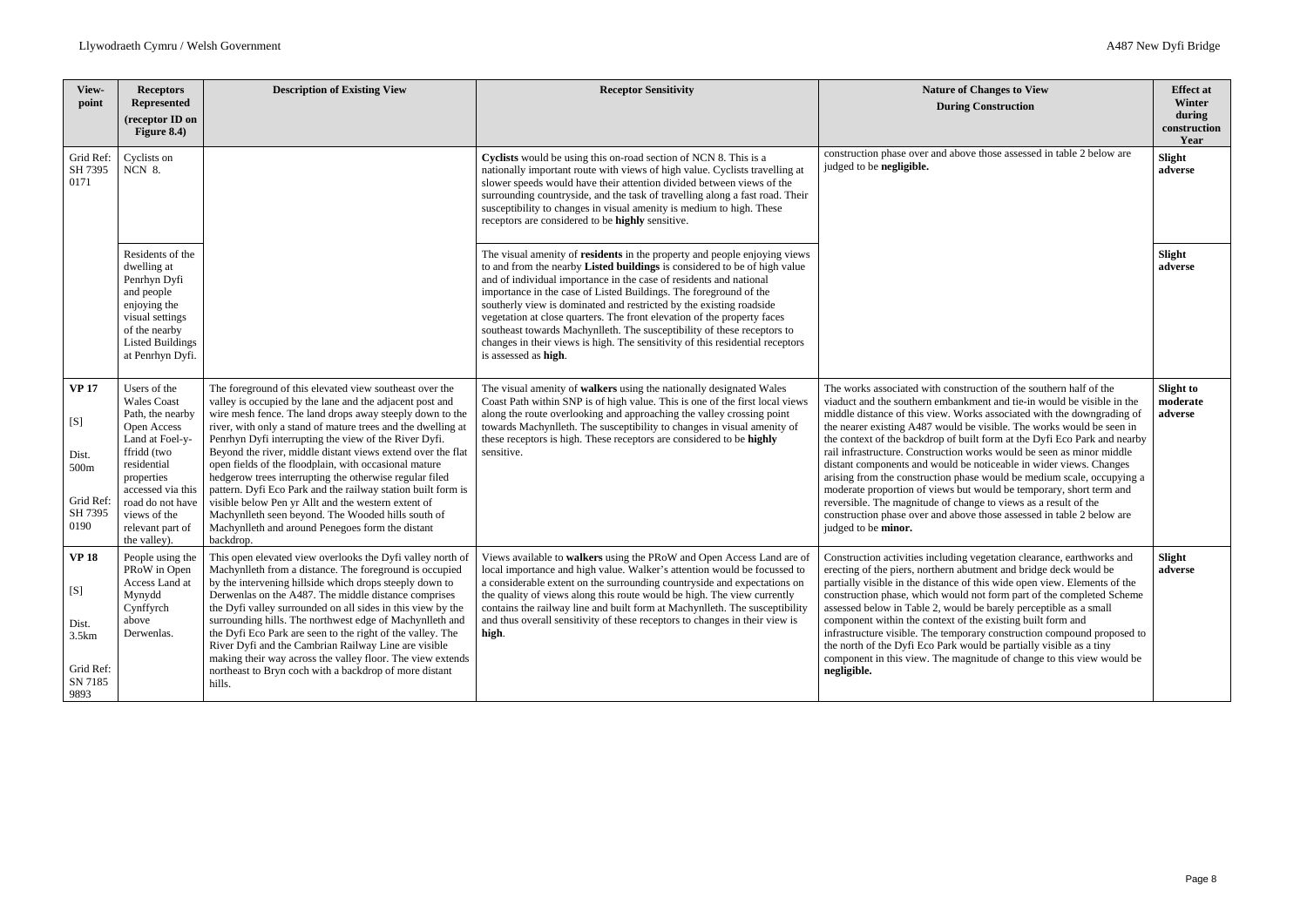| View-point | Receptors Represented (receptor ID on Figure 8.4) | Description of Existing View | Receptor Sensitivity | Nature of Changes to View During Construction | Effect at Winter during construction Year |
|---|---|---|---|---|---|
| Grid Ref: SH 7395 0171 | Cyclists on NCN 8. | | **Cyclists** would be using this on-road section of NCN 8. This is a nationally important route with views of high value. Cyclists travelling at slower speeds would have their attention divided between views of the surrounding countryside, and the task of travelling along a fast road. Their susceptibility to changes in visual amenity is medium to high. These receptors are considered to be **highly** sensitive. | construction phase over and above those assessed in table 2 below are judged to be **negligible.** | **Slight adverse** |
| | Residents of the dwelling at Penrhyn Dyfi and people enjoying the visual settings of the nearby Listed Buildings at Penrhyn Dyfi. | | The visual amenity of **residents** in the property and people enjoying views to and from the nearby **Listed buildings** is considered to be of high value and of individual importance in the case of residents and national importance in the case of Listed Buildings. The foreground of the southerly view is dominated and restricted by the existing roadside vegetation at close quarters. The front elevation of the property faces southeast towards Machynlleth. The susceptibility of these receptors to changes in their views is high. The sensitivity of this residential receptors is assessed as **high**. | | **Slight adverse** |
| **VP 17** [S] Dist. 500m Grid Ref: SH 7395 0190 | Users of the Wales Coast Path, the nearby Open Access Land at Foel-y-ffridd (two residential properties accessed via this road do not have views of the relevant part of the valley). | The foreground of this elevated view southeast over the valley is occupied by the lane and the adjacent post and wire mesh fence. The land drops away steeply down to the river, with only a stand of mature trees and the dwelling at Penrhyn Dyfi interrupting the view of the River Dyfi. Beyond the river, middle distant views extend over the flat open fields of the floodplain, with occasional mature hedgerow trees interrupting the otherwise regular filed pattern. Dyfi Eco Park and the railway station built form is visible below Pen yr Allt and the western extent of Machynlleth seen beyond. The Wooded hills south of Machynlleth and around Penegoes form the distant backdrop. | The visual amenity of **walkers** using the nationally designated Wales Coast Path within SNP is of high value. This is one of the first local views along the route overlooking and approaching the valley crossing point towards Machynlleth. The susceptibility to changes in visual amenity of these receptors is high. These receptors are considered to be **highly** sensitive. | The works associated with construction of the southern half of the viaduct and the southern embankment and tie-in would be visible in the middle distance of this view. Works associated with the downgrading of the nearer existing A487 would be visible. The works would be seen in the context of the backdrop of built form at the Dyfi Eco Park and nearby rail infrastructure. Construction works would be seen as minor middle distant components and would be noticeable in wider views. Changes arising from the construction phase would be medium scale, occupying a moderate proportion of views but would be temporary, short term and reversible. The magnitude of change to views as a result of the construction phase over and above those assessed in table 2 below are judged to be **minor.** | **Slight to moderate adverse** |
| **VP 18** [S] Dist. 3.5km Grid Ref: SN 7185 9893 | People using the PRoW in Open Access Land at Mynydd Cynffyrch above Derwenlas. | This open elevated view overlooks the Dyfi valley north of Machynlleth from a distance. The foreground is occupied by the intervening hillside which drops steeply down to Derwenlas on the A487. The middle distance comprises the Dyfi valley surrounded on all sides in this view by the surrounding hills. The northwest edge of Machynlleth and the Dyfi Eco Park are seen to the right of the valley. The River Dyfi and the Cambrian Railway Line are visible making their way across the valley floor. The view extends northeast to Bryn coch with a backdrop of more distant hills. | Views available to **walkers** using the PRoW and Open Access Land are of local importance and high value. Walker's attention would be focussed to a considerable extent on the surrounding countryside and expectations on the quality of views along this route would be high. The view currently contains the railway line and built form at Machynlleth. The susceptibility and thus overall sensitivity of these receptors to changes in their view is **high**. | Construction activities including vegetation clearance, earthworks and erecting of the piers, northern abutment and bridge deck would be partially visible in the distance of this wide open view. Elements of the construction phase, which would not form part of the completed Scheme assessed below in Table 2, would be barely perceptible as a small component within the context of the existing built form and infrastructure visible. The temporary construction compound proposed to the north of the Dyfi Eco Park would be partially visible as a tiny component in this view. The magnitude of change to this view would be **negligible.** | **Slight adverse** |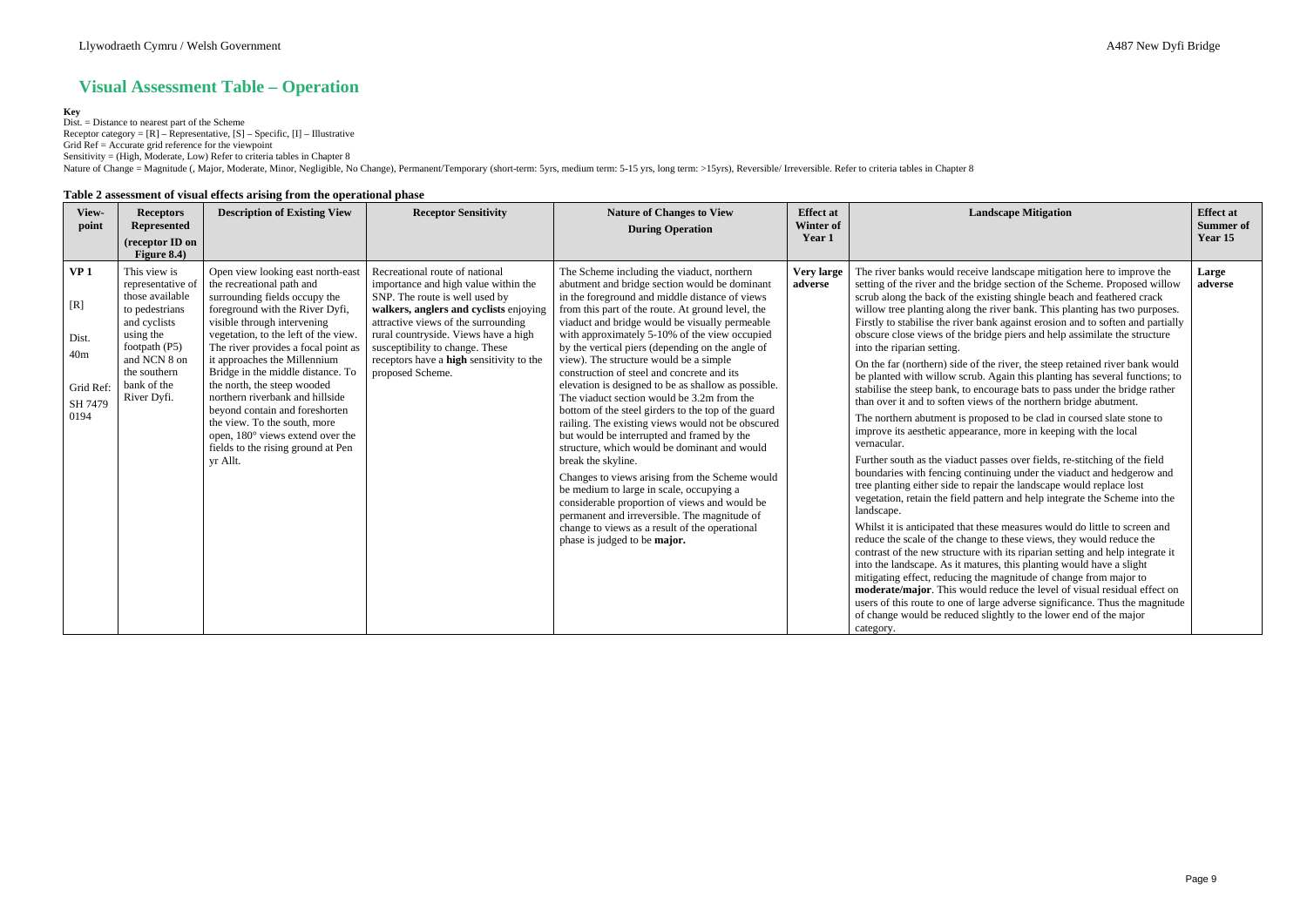# Visual Assessment Table – Operation

**Key**

Dist. = Distance to nearest part of the Scheme

Receptor category = [R] – Representative, [S] – Specific, [I] – Illustrative

Grid Ref = Accurate grid reference for the viewpoint

Sensitivity = (High, Moderate, Low) Refer to criteria tables in Chapter 8

Nature of Change = Magnitude (, Major, Moderate, Minor, Negligible, No Change), Permanent/Temporary (short-term: 5yrs, medium term: 5-15 yrs, long term: >15yrs), Reversible/ Irreversible. Refer to criteria tables in Chapter 8

**Table 2 assessment of visual effects arising from the operational phase**

| View-point | Receptors Represented (receptor ID on Figure 8.4) | Description of Existing View | Receptor Sensitivity | Nature of Changes to View During Operation | Effect at Winter of Year 1 | Landscape Mitigation | Effect at Summer of Year 15 |
|---|---|---|---|---|---|---|---|
| **VP 1**<br><br>[R]<br><br>Dist.<br>40m<br><br>Grid Ref:<br>SH 7479 0194 | This view is representative of those available to pedestrians and cyclists using the footpath (P5) and NCN 8 on the southern bank of the River Dyfi. | Open view looking east north-east the recreational path and surrounding fields occupy the foreground with the River Dyfi, visible through intervening vegetation, to the left of the view. The river provides a focal point as it approaches the Millennium Bridge in the middle distance. To the north, the steep wooded northern riverbank and hillside beyond contain and foreshorten the view. To the south, more open, 180° views extend over the fields to the rising ground at Pen yr Allt. | Recreational route of national importance and high value within the SNP. The route is well used by **walkers, anglers and cyclists** enjoying attractive views of the surrounding rural countryside. Views have a high susceptibility to change. These receptors have a **high** sensitivity to the proposed Scheme. | The Scheme including the viaduct, northern abutment and bridge section would be dominant in the foreground and middle distance of views from this part of the route. At ground level, the viaduct and bridge would be visually permeable with approximately 5-10% of the view occupied by the vertical piers (depending on the angle of view). The structure would be a simple construction of steel and concrete and its elevation is designed to be as shallow as possible. The viaduct section would be 3.2m from the bottom of the steel girders to the top of the guard railing. The existing views would not be obscured but would be interrupted and framed by the structure, which would be dominant and would break the skyline.<br><br>Changes to views arising from the Scheme would be medium to large in scale, occupying a considerable proportion of views and would be permanent and irreversible. The magnitude of change to views as a result of the operational phase is judged to be **major.** | **Very large adverse** | The river banks would receive landscape mitigation here to improve the setting of the river and the bridge section of the Scheme. Proposed willow scrub along the back of the existing shingle beach and feathered crack willow tree planting along the river bank. This planting has two purposes. Firstly to stabilise the river bank against erosion and to soften and partially obscure close views of the bridge piers and help assimilate the structure into the riparian setting.<br><br>On the far (northern) side of the river, the steep retained river bank would be planted with willow scrub. Again this planting has several functions; to stabilise the steep bank, to encourage bats to pass under the bridge rather than over it and to soften views of the northern bridge abutment.<br><br>The northern abutment is proposed to be clad in coursed slate stone to improve its aesthetic appearance, more in keeping with the local vernacular.<br><br>Further south as the viaduct passes over fields, re-stitching of the field boundaries with fencing continuing under the viaduct and hedgerow and tree planting either side to repair the landscape would replace lost vegetation, retain the field pattern and help integrate the Scheme into the landscape.<br><br>Whilst it is anticipated that these measures would do little to screen and reduce the scale of the change to these views, they would reduce the contrast of the new structure with its riparian setting and help integrate it into the landscape. As it matures, this planting would have a slight mitigating effect, reducing the magnitude of change from major to **moderate/major**. This would reduce the level of visual residual effect on users of this route to one of large adverse significance. Thus the magnitude of change would be reduced slightly to the lower end of the major category. | **Large adverse** |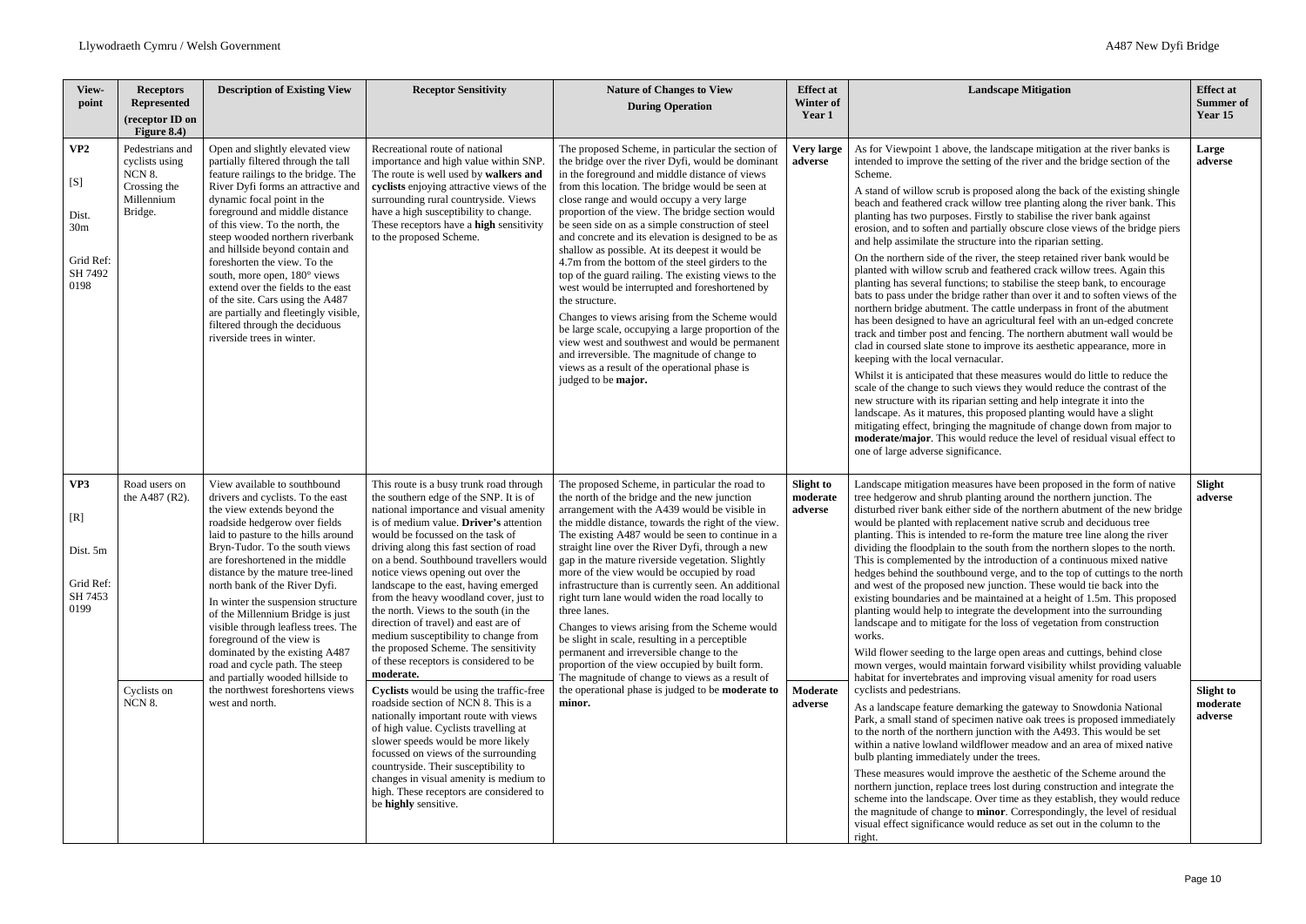| View-point | Receptors Represented (receptor ID on Figure 8.4) | Description of Existing View | Receptor Sensitivity | Nature of Changes to View During Operation | Effect at Winter of Year 1 | Landscape Mitigation | Effect at Summer of Year 15 |
|---|---|---|---|---|---|---|---|
| **VP2**<br><br>[S]<br><br>Dist. 30m<br><br>Grid Ref: SH 7492 0198 | Pedestrians and cyclists using NCN 8. Crossing the Millennium Bridge. | Open and slightly elevated view partially filtered through the tall feature railings to the bridge. The River Dyfi forms an attractive and dynamic focal point in the foreground and middle distance of this view. To the north, the steep wooded northern riverbank and hillside beyond contain and foreshorten the view. To the south, more open, 180° views extend over the fields to the east of the site. Cars using the A487 are partially and fleetingly visible, filtered through the deciduous riverside trees in winter. | Recreational route of national importance and high value within SNP. The route is well used by **walkers and cyclists** enjoying attractive views of the surrounding rural countryside. Views have a high susceptibility to change. These receptors have a **high** sensitivity to the proposed Scheme. | The proposed Scheme, in particular the section of the bridge over the river Dyfi, would be dominant in the foreground and middle distance of views from this location. The bridge would be seen at close range and would occupy a very large proportion of the view. The bridge section would be seen side on as a simple construction of steel and concrete and its elevation is designed to be as shallow as possible. At its deepest it would be 4.7m from the bottom of the steel girders to the top of the guard railing. The existing views to the west would be interrupted and foreshortened by the structure.<br><br>Changes to views arising from the Scheme would be large scale, occupying a large proportion of the view west and southwest and would be permanent and irreversible. The magnitude of change to views as a result of the operational phase is judged to be **major.** | **Very large adverse** | As for Viewpoint 1 above, the landscape mitigation at the river banks is intended to improve the setting of the river and the bridge section of the Scheme.<br><br>A stand of willow scrub is proposed along the back of the existing shingle beach and feathered crack willow tree planting along the river bank. This planting has two purposes. Firstly to stabilise the river bank against erosion, and to soften and partially obscure close views of the bridge piers and help assimilate the structure into the riparian setting.<br><br>On the northern side of the river, the steep retained river bank would be planted with willow scrub and feathered crack willow trees. Again this planting has several functions; to stabilise the steep bank, to encourage bats to pass under the bridge rather than over it and to soften views of the northern bridge abutment. The cattle underpass in front of the abutment has been designed to have an agricultural feel with an un-edged concrete track and timber post and fencing. The northern abutment wall would be clad in coursed slate stone to improve its aesthetic appearance, more in keeping with the local vernacular.<br><br>Whilst it is anticipated that these measures would do little to reduce the scale of the change to such views they would reduce the contrast of the new structure with its riparian setting and help integrate it into the landscape. As it matures, this proposed planting would have a slight mitigating effect, bringing the magnitude of change down from major to **moderate/major**. This would reduce the level of residual visual effect to one of large adverse significance. | **Large adverse** |
| **VP3**<br><br>[R]<br><br>Dist. 5m<br><br>Grid Ref: SH 7453 0199 | Road users on the A487 (R2). | View available to southbound drivers and cyclists. To the east the view extends beyond the roadside hedgerow over fields laid to pasture to the hills around Bryn-Tudor. To the south views are foreshortened in the middle distance by the mature tree-lined north bank of the River Dyfi.<br><br>In winter the suspension structure of the Millennium Bridge is just visible through leafless trees. The foreground of the view is dominated by the existing A487 road and cycle path. The steep and partially wooded hillside to the northwest foreshortens views west and north. | This route is a busy trunk road through the southern edge of the SNP. It is of national importance and visual amenity is of medium value. **Driver's** attention would be focussed on the task of driving along this fast section of road on a bend. Southbound travellers would notice views opening out over the landscape to the east, having emerged from the heavy woodland cover, just to the north. Views to the south (in the direction of travel) and east are of medium susceptibility to change from the proposed Scheme. The sensitivity of these receptors is considered to be **moderate.** | The proposed Scheme, in particular the road to the north of the bridge and the new junction arrangement with the A439 would be visible in the middle distance, towards the right of the view. The existing A487 would be seen to continue in a straight line over the River Dyfi, through a new gap in the mature riverside vegetation. Slightly more of the view would be occupied by road infrastructure than is currently seen. An additional right turn lane would widen the road locally to three lanes.<br><br>Changes to views arising from the Scheme would be slight in scale, resulting in a perceptible permanent and irreversible change to the proportion of the view occupied by built form. The magnitude of change to views as a result of the operational phase is judged to be **moderate to minor.** | **Slight to moderate adverse** | Landscape mitigation measures have been proposed in the form of native tree hedgerow and shrub planting around the northern junction. The disturbed river bank either side of the northern abutment of the new bridge would be planted with replacement native scrub and deciduous tree planting. This is intended to re-form the mature tree line along the river dividing the floodplain to the south from the northern slopes to the north. This is complemented by the introduction of a continuous mixed native hedges behind the southbound verge, and to the top of cuttings to the north and west of the proposed new junction. These would tie back into the existing boundaries and be maintained at a height of 1.5m. This proposed planting would help to integrate the development into the surrounding landscape and to mitigate for the loss of vegetation from construction works.<br><br>Wild flower seeding to the large open areas and cuttings, behind close mown verges, would maintain forward visibility whilst providing valuable habitat for invertebrates and improving visual amenity for road users cyclists and pedestrians.<br><br>As a landscape feature demarking the gateway to Snowdonia National Park, a small stand of specimen native oak trees is proposed immediately to the north of the northern junction with the A493. This would be set within a native lowland wildflower meadow and an area of mixed native bulb planting immediately under the trees.<br><br>These measures would improve the aesthetic of the Scheme around the northern junction, replace trees lost during construction and integrate the scheme into the landscape. Over time as they establish, they would reduce the magnitude of change to **minor**. Correspondingly, the level of residual visual effect significance would reduce as set out in the column to the right. | **Slight adverse** |
| | Cyclists on NCN 8. | | **Cyclists** would be using the traffic-free roadside section of NCN 8. This is a nationally important route with views of high value. Cyclists travelling at slower speeds would be more likely focussed on views of the surrounding countryside. Their susceptibility to changes in visual amenity is medium to high. These receptors are considered to be **highly** sensitive. | | **Moderate adverse** | | **Slight to moderate adverse** |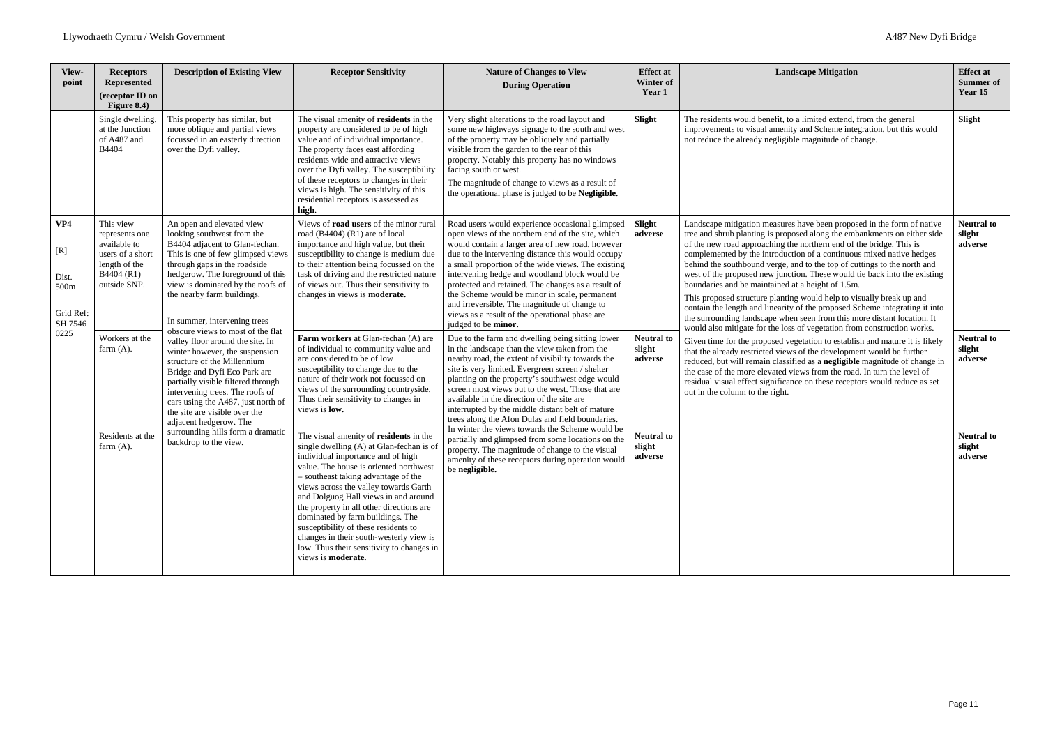| View-point | Receptors Represented (receptor ID on Figure 8.4) | Description of Existing View | Receptor Sensitivity | Nature of Changes to View During Operation | Effect at Winter of Year 1 | Landscape Mitigation | Effect at Summer of Year 15 |
|---|---|---|---|---|---|---|---|
| | Single dwelling, at the Junction of A487 and B4404 | This property has similar, but more oblique and partial views focussed in an easterly direction over the Dyfi valley. | The visual amenity of **residents** in the property are considered to be of high value and of individual importance. The property faces east affording residents wide and attractive views over the Dyfi valley. The susceptibility of these receptors to changes in their views is high. The sensitivity of this residential receptors is assessed as **high**. | Very slight alterations to the road layout and some new highways signage to the south and west of the property may be obliquely and partially visible from the garden to the rear of this property. Notably this property has no windows facing south or west.<br>The magnitude of change to views as a result of the operational phase is judged to be **Negligible.** | **Slight** | The residents would benefit, to a limited extend, from the general improvements to visual amenity and Scheme integration, but this would not reduce the already negligible magnitude of change. | **Slight** |
| **VP4**<br>[R]<br>Dist. 500m<br>Grid Ref: SH 7546 0225 | This view represents one available to users of a short length of the B4404 (R1) outside SNP. | An open and elevated view looking southwest from the B4404 adjacent to Glan-fechan. This is one of few glimpsed views through gaps in the roadside hedgerow. The foreground of this view is dominated by the roofs of the nearby farm buildings.<br>In summer, intervening trees obscure views to most of the flat valley floor around the site. In winter however, the suspension structure of the Millennium Bridge and Dyfi Eco Park are partially visible filtered through intervening trees. The roofs of cars using the A487, just north of the site are visible over the adjacent hedgerow. The surrounding hills form a dramatic backdrop to the view. | Views of **road users** of the minor rural road (B4404) (R1) are of local importance and high value, but their susceptibility to change is medium due to their attention being focussed on the task of driving and the restricted nature of views out. Thus their sensitivity to changes in views is **moderate.** | Road users would experience occasional glimpsed open views of the northern end of the site, which would contain a larger area of new road, however due to the intervening distance this would occupy a small proportion of the wide views. The existing intervening hedge and woodland block would be protected and retained. The changes as a result of the Scheme would be minor in scale, permanent and irreversible. The magnitude of change to views as a result of the operational phase are judged to be **minor.** | **Slight adverse** | Landscape mitigation measures have been proposed in the form of native tree and shrub planting is proposed along the embankments on either side of the new road approaching the northern end of the bridge. This is complemented by the introduction of a continuous mixed native hedges behind the southbound verge, and to the top of cuttings to the north and west of the proposed new junction. These would tie back into the existing boundaries and be maintained at a height of 1.5m.<br>This proposed structure planting would help to visually break up and contain the length and linearity of the proposed Scheme integrating it into the surrounding landscape when seen from this more distant location. It would also mitigate for the loss of vegetation from construction works.<br>Given time for the proposed vegetation to establish and mature it is likely that the already restricted views of the development would be further reduced, but will remain classified as a **negligible** magnitude of change in the case of the more elevated views from the road. In turn the level of residual visual effect significance on these receptors would reduce as set out in the column to the right. | **Neutral to slight adverse** |
| | Workers at the farm (A). | | **Farm workers** at Glan-fechan (A) are of individual to community value and are considered to be of low susceptibility to change due to the nature of their work not focussed on views of the surrounding countryside. Thus their sensitivity to changes in views is **low.** | Due to the farm and dwelling being sitting lower in the landscape than the view taken from the nearby road, the extent of visibility towards the site is very limited. Evergreen screen / shelter planting on the property's southwest edge would screen most views out to the west. Those that are available in the direction of the site are interrupted by the middle distant belt of mature trees along the Afon Dulas and field boundaries. In winter the views towards the Scheme would be partially and glimpsed from some locations on the property. The magnitude of change to the visual amenity of these receptors during operation would be **negligible.** | **Neutral to slight adverse** | | **Neutral to slight adverse** |
| | Residents at the farm (A). | | The visual amenity of **residents** in the single dwelling (A) at Glan-fechan is of individual importance and of high value. The house is oriented northwest – southeast taking advantage of the views across the valley towards Garth and Dolguog Hall views in and around the property in all other directions are dominated by farm buildings. The susceptibility of these residents to changes in their south-westerly view is low. Thus their sensitivity to changes in views is **moderate.** | | **Neutral to slight adverse** | | **Neutral to slight adverse** |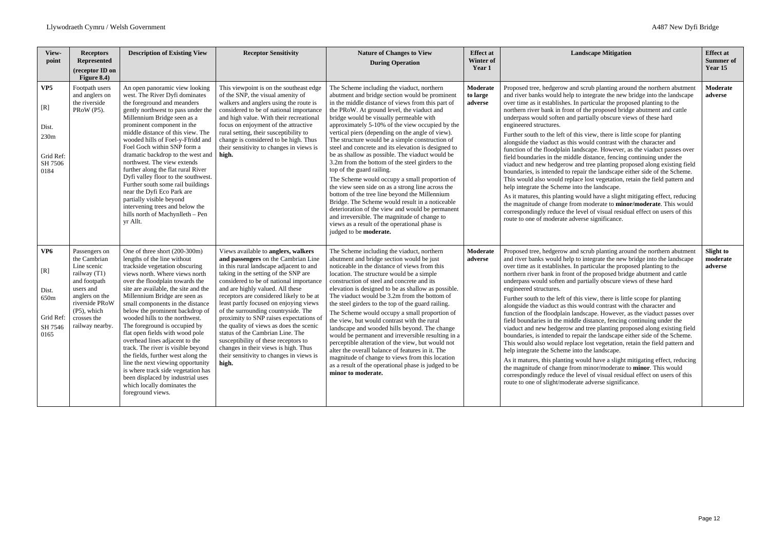| View-point | Receptors Represented (receptor ID on Figure 8.4) | Description of Existing View | Receptor Sensitivity | Nature of Changes to View During Operation | Effect at Winter of Year 1 | Landscape Mitigation | Effect at Summer of Year 15 |
|---|---|---|---|---|---|---|---|
| **VP5**<br><br>[R]<br><br>Dist.<br>230m<br><br>Grid Ref: SH 7506 0184 | Footpath users and anglers on the riverside PRoW (P5). | An open panoramic view looking west. The River Dyfi dominates the foreground and meanders gently northwest to pass under the Millennium Bridge seen as a prominent component in the middle distance of this view. The wooded hills of Foel-y-Ffridd and Foel Goch within SNP form a dramatic backdrop to the west and northwest. The view extends further along the flat rural River Dyfi valley floor to the southwest. Further south some rail buildings near the Dyfi Eco Park are partially visible beyond intervening trees and below the hills north of Machynlleth – Pen yr Allt. | This viewpoint is on the southeast edge of the SNP, the visual amenity of walkers and anglers using the route is considered to be of national importance and high value. With their recreational focus on enjoyment of the attractive rural setting, their susceptibility to change is considered to be high. Thus their sensitivity to changes in views is **high.** | The Scheme including the viaduct, northern abutment and bridge section would be prominent in the middle distance of views from this part of the PRoW. At ground level, the viaduct and bridge would be visually permeable with approximately 5-10% of the view occupied by the vertical piers (depending on the angle of view). The structure would be a simple construction of steel and concrete and its elevation is designed to be as shallow as possible. The viaduct would be 3.2m from the bottom of the steel girders to the top of the guard railing.<br><br>The Scheme would occupy a small proportion of the view seen side on as a strong line across the bottom of the tree line beyond the Millennium Bridge. The Scheme would result in a noticeable deterioration of the view and would be permanent and irreversible. The magnitude of change to views as a result of the operational phase is judged to be **moderate.** | **Moderate to large adverse** | Proposed tree, hedgerow and scrub planting around the northern abutment and river banks would help to integrate the new bridge into the landscape over time as it establishes. In particular the proposed planting to the northern river bank in front of the proposed bridge abutment and cattle underpass would soften and partially obscure views of these hard engineered structures.<br><br>Further south to the left of this view, there is little scope for planting alongside the viaduct as this would contrast with the character and function of the floodplain landscape. However, as the viaduct passes over field boundaries in the middle distance, fencing continuing under the viaduct and new hedgerow and tree planting proposed along existing field boundaries, is intended to repair the landscape either side of the Scheme. This would also would replace lost vegetation, retain the field pattern and help integrate the Scheme into the landscape.<br><br>As it matures, this planting would have a slight mitigating effect, reducing the magnitude of change from moderate to **minor/moderate**. This would correspondingly reduce the level of visual residual effect on users of this route to one of moderate adverse significance. | **Moderate adverse** |
| **VP6**<br><br>[R]<br><br>Dist.<br>650m<br><br>Grid Ref: SH 7546 0165 | Passengers on the Cambrian Line scenic railway (T1) and footpath users and anglers on the riverside PRoW (P5), which crosses the railway nearby. | One of three short (200-300m) lengths of the line without trackside vegetation obscuring views north. Where views north over the floodplain towards the site are available, the site and the Millennium Bridge are seen as small components in the distance below the prominent backdrop of wooded hills to the northwest. The foreground is occupied by flat open fields with wood pole overhead lines adjacent to the track. The river is visible beyond the fields, further west along the line the next viewing opportunity is where track side vegetation has been displaced by industrial uses which locally dominates the foreground views. | Views available to **anglers, walkers and passengers** on the Cambrian Line in this rural landscape adjacent to and taking in the setting of the SNP are considered to be of national importance and are highly valued. All these receptors are considered likely to be at least partly focused on enjoying views of the surrounding countryside. The proximity to SNP raises expectations of the quality of views as does the scenic status of the Cambrian Line. The susceptibility of these receptors to changes in their views is high. Thus their sensitivity to changes in views is **high.** | The Scheme including the viaduct, northern abutment and bridge section would be just noticeable in the distance of views from this location. The structure would be a simple construction of steel and concrete and its elevation is designed to be as shallow as possible. The viaduct would be 3.2m from the bottom of the steel girders to the top of the guard railing.<br><br>The Scheme would occupy a small proportion of the view, but would contrast with the rural landscape and wooded hills beyond. The change would be permanent and irreversible resulting in a perceptible alteration of the view, but would not alter the overall balance of features in it. The magnitude of change to views from this location as a result of the operational phase is judged to be **minor to moderate.** | **Moderate adverse** | Proposed tree, hedgerow and scrub planting around the northern abutment and river banks would help to integrate the new bridge into the landscape over time as it establishes. In particular the proposed planting to the northern river bank in front of the proposed bridge abutment and cattle underpass would soften and partially obscure views of these hard engineered structures.<br><br>Further south to the left of this view, there is little scope for planting alongside the viaduct as this would contrast with the character and function of the floodplain landscape. However, as the viaduct passes over field boundaries in the middle distance, fencing continuing under the viaduct and new hedgerow and tree planting proposed along existing field boundaries, is intended to repair the landscape either side of the Scheme. This would also would replace lost vegetation, retain the field pattern and help integrate the Scheme into the landscape.<br><br>As it matures, this planting would have a slight mitigating effect, reducing the magnitude of change from minor/moderate to **minor**. This would correspondingly reduce the level of visual residual effect on users of this route to one of slight/moderate adverse significance. | **Slight to moderate adverse** |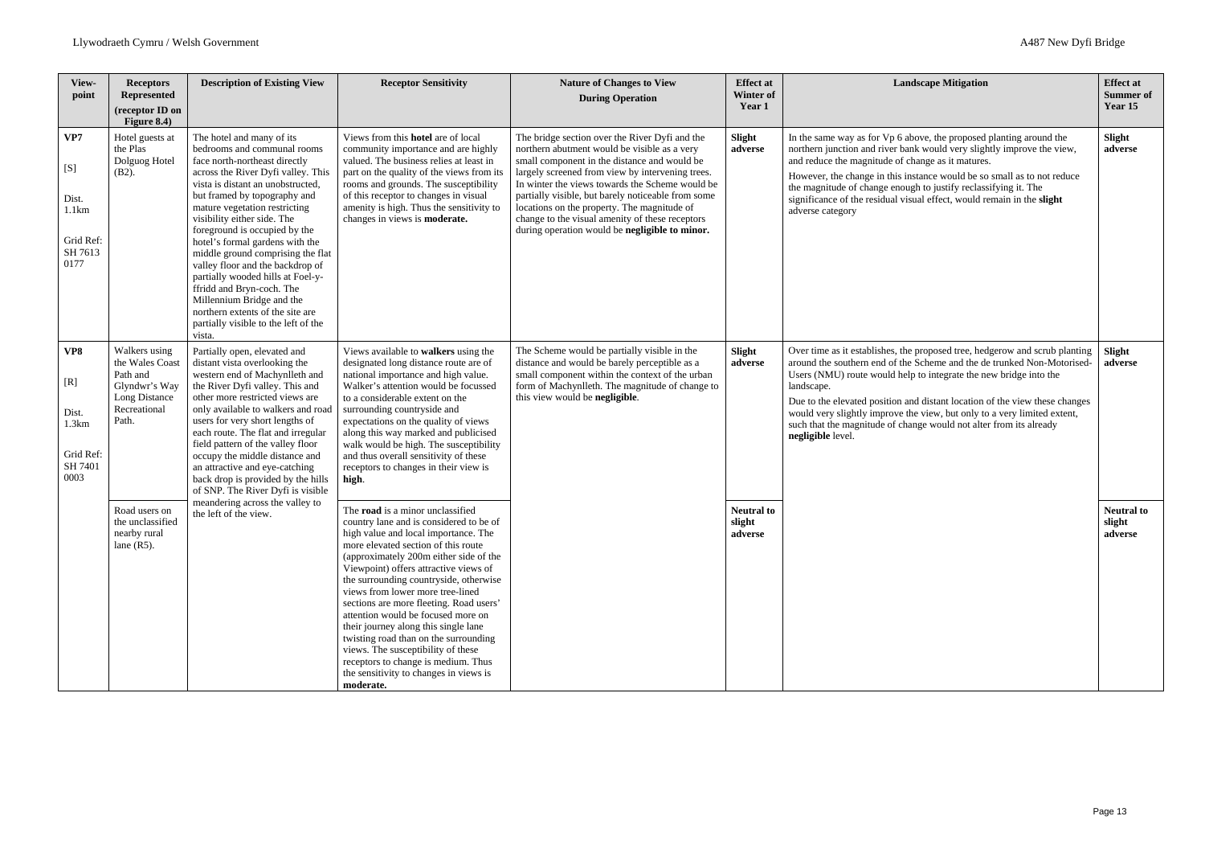| View-point | Receptors Represented (receptor ID on Figure 8.4) | Description of Existing View | Receptor Sensitivity | Nature of Changes to View During Operation | Effect at Winter of Year 1 | Landscape Mitigation | Effect at Summer of Year 15 |
|---|---|---|---|---|---|---|---|
| **VP7**<br><br>[S]<br><br>Dist. 1.1km<br><br>Grid Ref: SH 7613 0177 | Hotel guests at the Plas Dolguog Hotel (B2). | The hotel and many of its bedrooms and communal rooms face north-northeast directly across the River Dyfi valley. This vista is distant an unobstructed, but framed by topography and mature vegetation restricting visibility either side. The foreground is occupied by the hotel's formal gardens with the middle ground comprising the flat valley floor and the backdrop of partially wooded hills at Foel-y-ffridd and Bryn-coch. The Millennium Bridge and the northern extents of the site are partially visible to the left of the vista. | Views from this **hotel** are of local community importance and are highly valued. The business relies at least in part on the quality of the views from its rooms and grounds. The susceptibility of this receptor to changes in visual amenity is high. Thus the sensitivity to changes in views is **moderate.** | The bridge section over the River Dyfi and the northern abutment would be visible as a very small component in the distance and would be largely screened from view by intervening trees. In winter the views towards the Scheme would be partially visible, but barely noticeable from some locations on the property. The magnitude of change to the visual amenity of these receptors during operation would be **negligible to minor.** | **Slight adverse** | In the same way as for Vp 6 above, the proposed planting around the northern junction and river bank would very slightly improve the view, and reduce the magnitude of change as it matures.<br><br>However, the change in this instance would be so small as to not reduce the magnitude of change enough to justify reclassifying it. The significance of the residual visual effect, would remain in the **slight** adverse category | **Slight adverse** |
| **VP8**<br><br>[R]<br><br>Dist. 1.3km<br><br>Grid Ref: SH 7401 0003 | Walkers using the Wales Coast Path and Glyndwr's Way Long Distance Recreational Path. | Partially open, elevated and distant vista overlooking the western end of Machynlleth and the River Dyfi valley. This and other more restricted views are only available to walkers and road users for very short lengths of each route. The flat and irregular field pattern of the valley floor occupy the middle distance and an attractive and eye-catching back drop is provided by the hills of SNP. The River Dyfi is visible meandering across the valley to the left of the view. | Views available to **walkers** using the designated long distance route are of national importance and high value. Walker's attention would be focussed to a considerable extent on the surrounding countryside and expectations on the quality of views along this way marked and publicised walk would be high. The susceptibility and thus overall sensitivity of these receptors to changes in their view is **high**. | The Scheme would be partially visible in the distance and would be barely perceptible as a small component within the context of the urban form of Machynlleth. The magnitude of change to this view would be **negligible**. | **Slight adverse** | Over time as it establishes, the proposed tree, hedgerow and scrub planting around the southern end of the Scheme and the de trunked Non-Motorised-Users (NMU) route would help to integrate the new bridge into the landscape.<br><br>Due to the elevated position and distant location of the view these changes would very slightly improve the view, but only to a very limited extent, such that the magnitude of change would not alter from its already **negligible** level. | **Slight adverse** |
| | Road users on the unclassified nearby rural lane (R5). | | The **road** is a minor unclassified country lane and is considered to be of high value and local importance. The more elevated section of this route (approximately 200m either side of the Viewpoint) offers attractive views of the surrounding countryside, otherwise views from lower more tree-lined sections are more fleeting. Road users' attention would be focused more on their journey along this single lane twisting road than on the surrounding views. The susceptibility of these receptors to change is medium. Thus the sensitivity to changes in views is **moderate.** | | **Neutral to slight adverse** | | **Neutral to slight adverse** |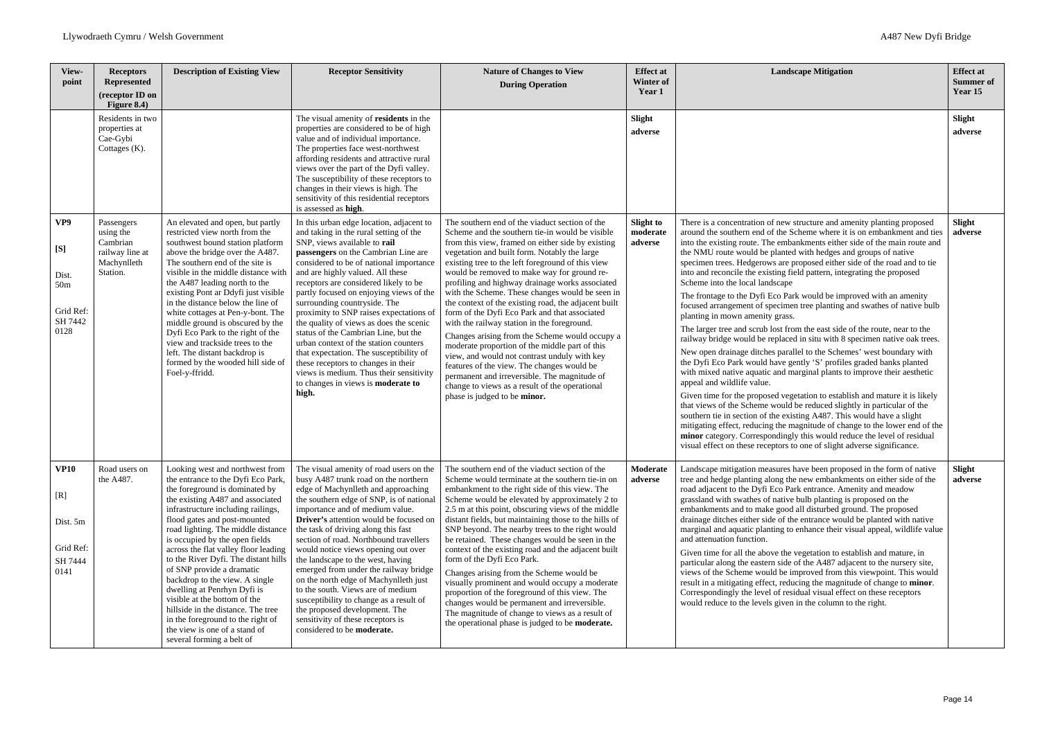| View-point | Receptors Represented (receptor ID on Figure 8.4) | Description of Existing View | Receptor Sensitivity | Nature of Changes to View During Operation | Effect at Winter of Year 1 | Landscape Mitigation | Effect at Summer of Year 15 |
|---|---|---|---|---|---|---|---|
| | Residents in two properties at Cae-Gybi Cottages (K). | | The visual amenity of **residents** in the properties are considered to be of high value and of individual importance. The properties face west-northwest affording residents and attractive rural views over the part of the Dyfi valley. The susceptibility of these receptors to changes in their views is high. The sensitivity of this residential receptors is assessed as **high**. | | **Slight adverse** | | **Slight adverse** |
| **VP9**<br><br>**[S]**<br><br>Dist. 50m<br><br>Grid Ref: SH 7442 0128 | Passengers using the Cambrian railway line at Machynlleth Station. | An elevated and open, but partly restricted view north from the southwest bound station platform above the bridge over the A487. The southern end of the site is visible in the middle distance with the A487 leading north to the existing Pont ar Ddyfi just visible in the distance below the line of white cottages at Pen-y-bont. The middle ground is obscured by the Dyfi Eco Park to the right of the view and trackside trees to the left. The distant backdrop is formed by the wooded hill side of Foel-y-ffridd. | In this urban edge location, adjacent to and taking in the rural setting of the SNP, views available to **rail passengers** on the Cambrian Line are considered to be of national importance and are highly valued. All these receptors are considered likely to be partly focused on enjoying views of the surrounding countryside. The proximity to SNP raises expectations of the quality of views as does the scenic status of the Cambrian Line, but the urban context of the station counters that expectation. The susceptibility of these receptors to changes in their views is medium. Thus their sensitivity to changes in views is **moderate to high.** | The southern end of the viaduct section of the Scheme and the southern tie-in would be visible from this view, framed on either side by existing vegetation and built form. Notably the large existing tree to the left foreground of this view would be removed to make way for ground re-profiling and highway drainage works associated with the Scheme. These changes would be seen in the context of the existing road, the adjacent built form of the Dyfi Eco Park and that associated with the railway station in the foreground.<br><br>Changes arising from the Scheme would occupy a moderate proportion of the middle part of this view, and would not contrast unduly with key features of the view. The changes would be permanent and irreversible. The magnitude of change to views as a result of the operational phase is judged to be **minor.** | **Slight to moderate adverse** | There is a concentration of new structure and amenity planting proposed around the southern end of the Scheme where it is on embankment and ties into the existing route. The embankments either side of the main route and the NMU route would be planted with hedges and groups of native specimen trees. Hedgerows are proposed either side of the road and to tie into and reconcile the existing field pattern, integrating the proposed Scheme into the local landscape<br><br>The frontage to the Dyfi Eco Park would be improved with an amenity focused arrangement of specimen tree planting and swathes of native bulb planting in mown amenity grass.<br><br>The larger tree and scrub lost from the east side of the route, near to the railway bridge would be replaced in situ with 8 specimen native oak trees.<br><br>New open drainage ditches parallel to the Schemes' west boundary with the Dyfi Eco Park would have gently 'S' profiles graded banks planted with mixed native aquatic and marginal plants to improve their aesthetic appeal and wildlife value.<br><br>Given time for the proposed vegetation to establish and mature it is likely that views of the Scheme would be reduced slightly in particular of the southern tie in section of the existing A487. This would have a slight mitigating effect, reducing the magnitude of change to the lower end of the **minor** category. Correspondingly this would reduce the level of residual visual effect on these receptors to one of slight adverse significance. | **Slight adverse** |
| **VP10**<br><br>[R]<br><br>Dist. 5m<br><br>Grid Ref: SH 7444 0141 | Road users on the A487. | Looking west and northwest from the entrance to the Dyfi Eco Park, the foreground is dominated by the existing A487 and associated infrastructure including railings, flood gates and post-mounted road lighting. The middle distance is occupied by the open fields across the flat valley floor leading to the River Dyfi. The distant hills of SNP provide a dramatic backdrop to the view. A single dwelling at Penrhyn Dyfi is visible at the bottom of the hillside in the distance. The tree in the foreground to the right of the view is one of a stand of several forming a belt of | The visual amenity of road users on the busy A487 trunk road on the northern edge of Machynlleth and approaching the southern edge of SNP, is of national importance and of medium value. **Driver's** attention would be focused on the task of driving along this fast section of road. Northbound travellers would notice views opening out over the landscape to the west, having emerged from under the railway bridge on the north edge of Machynlleth just to the south. Views are of medium susceptibility to change as a result of the proposed development. The sensitivity of these receptors is considered to be **moderate.** | The southern end of the viaduct section of the Scheme would terminate at the southern tie-in on embankment to the right side of this view. The Scheme would be elevated by approximately 2 to 2.5 m at this point, obscuring views of the middle distant fields, but maintaining those to the hills of SNP beyond. The nearby trees to the right would be retained. These changes would be seen in the context of the existing road and the adjacent built form of the Dyfi Eco Park.<br><br>Changes arising from the Scheme would be visually prominent and would occupy a moderate proportion of the foreground of this view. The changes would be permanent and irreversible. The magnitude of change to views as a result of the operational phase is judged to be **moderate.** | **Moderate adverse** | Landscape mitigation measures have been proposed in the form of native tree and hedge planting along the new embankments on either side of the road adjacent to the Dyfi Eco Park entrance. Amenity and meadow grassland with swathes of native bulb planting is proposed on the embankments and to make good all disturbed ground. The proposed drainage ditches either side of the entrance would be planted with native marginal and aquatic planting to enhance their visual appeal, wildlife value and attenuation function.<br><br>Given time for all the above the vegetation to establish and mature, in particular along the eastern side of the A487 adjacent to the nursery site, views of the Scheme would be improved from this viewpoint. This would result in a mitigating effect, reducing the magnitude of change to **minor**. Correspondingly the level of residual visual effect on these receptors would reduce to the levels given in the column to the right. | **Slight adverse** |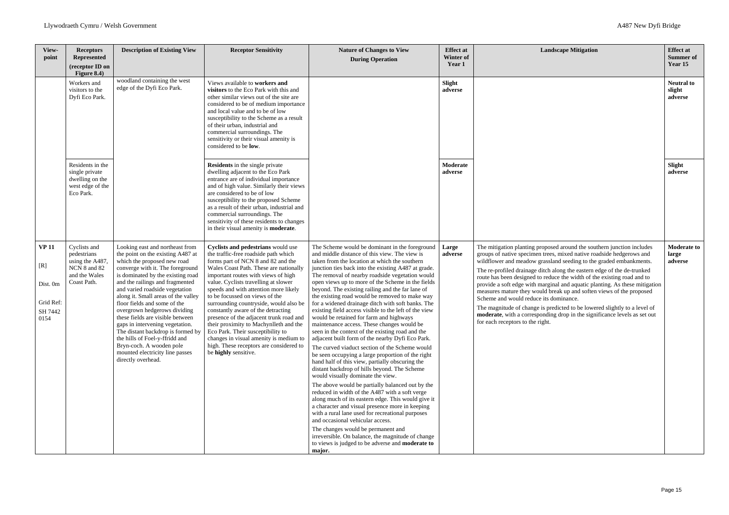| View-point | Receptors Represented (receptor ID on Figure 8.4) | Description of Existing View | Receptor Sensitivity | Nature of Changes to View During Operation | Effect at Winter of Year 1 | Landscape Mitigation | Effect at Summer of Year 15 |
|---|---|---|---|---|---|---|---|
| | Workers and visitors to the Dyfi Eco Park. | woodland containing the west edge of the Dyfi Eco Park. | Views available to **workers and visitors** to the Eco Park with this and other similar views out of the site are considered to be of medium importance and local value and to be of low susceptibility to the Scheme as a result of their urban, industrial and commercial surroundings. The sensitivity or their visual amenity is considered to be **low**. | | **Slight adverse** | | **Neutral to slight adverse** |
| | Residents in the single private dwelling on the west edge of the Eco Park. | | **Residents** in the single private dwelling adjacent to the Eco Park entrance are of individual importance and of high value. Similarly their views are considered to be of low susceptibility to the proposed Scheme as a result of their urban, industrial and commercial surroundings. The sensitivity of these residents to changes in their visual amenity is **moderate**. | | **Moderate adverse** | | **Slight adverse** |
| **VP 11**<br><br>[R]<br><br>Dist. 0m<br><br>Grid Ref: SH 7442 0154 | Cyclists and pedestrians using the A487, NCN 8 and 82 and the Wales Coast Path. | Looking east and northeast from the point on the existing A487 at which the proposed new road converge with it. The foreground is dominated by the existing road and the railings and fragmented and varied roadside vegetation along it. Small areas of the valley floor fields and some of the overgrown hedgerows dividing these fields are visible between gaps in intervening vegetation. The distant backdrop is formed by the hills of Foel-y-ffridd and Bryn-coch. A wooden pole mounted electricity line passes directly overhead. | **Cyclists and pedestrians** would use the traffic-free roadside path which forms part of NCN 8 and 82 and the Wales Coast Path. These are nationally important routes with views of high value. Cyclists travelling at slower speeds and with attention more likely to be focussed on views of the surrounding countryside, would also be constantly aware of the detracting presence of the adjacent trunk road and their proximity to Machynlleth and the Eco Park. Their susceptibility to changes in visual amenity is medium to high. These receptors are considered to be **highly** sensitive. | The Scheme would be dominant in the foreground and middle distance of this view. The view is taken from the location at which the southern junction ties back into the existing A487 at grade. The removal of nearby roadside vegetation would open views up to more of the Scheme in the fields beyond. The existing railing and the far lane of the existing road would be removed to make way for a widened drainage ditch with soft banks. The existing field access visible to the left of the view would be retained for farm and highways maintenance access. These changes would be seen in the context of the existing road and the adjacent built form of the nearby Dyfi Eco Park.<br><br>The curved viaduct section of the Scheme would be seen occupying a large proportion of the right hand half of this view, partially obscuring the distant backdrop of hills beyond. The Scheme would visually dominate the view.<br><br>The above would be partially balanced out by the reduced in width of the A487 with a soft verge along much of its eastern edge. This would give it a character and visual presence more in keeping with a rural lane used for recreational purposes and occasional vehicular access.<br><br>The changes would be permanent and irreversible. On balance, the magnitude of change to views is judged to be adverse and **moderate to major.** | **Large adverse** | The mitigation planting proposed around the southern junction includes groups of native specimen trees, mixed native roadside hedgerows and wildflower and meadow grassland seeding to the graded embankments.<br><br>The re-profiled drainage ditch along the eastern edge of the de-trunked route has been designed to reduce the width of the existing road and to provide a soft edge with marginal and aquatic planting. As these mitigation measures mature they would break up and soften views of the proposed Scheme and would reduce its dominance.<br><br>The magnitude of change is predicted to be lowered slightly to a level of **moderate**, with a corresponding drop in the significance levels as set out for each receptors to the right. | **Moderate to large adverse** |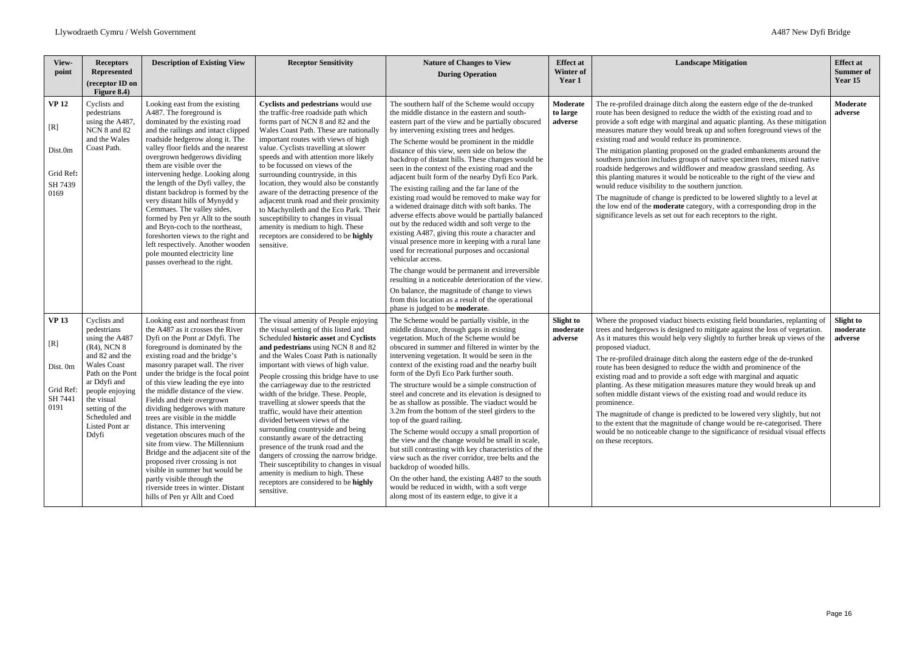| View-point | Receptors Represented (receptor ID on Figure 8.4) | Description of Existing View | Receptor Sensitivity | Nature of Changes to View During Operation | Effect at Winter of Year 1 | Landscape Mitigation | Effect at Summer of Year 15 |
|---|---|---|---|---|---|---|---|
| **VP 12**<br><br>[R]<br><br>Dist.0m<br><br>Grid Ref**:** SH 7439 0169 | Cyclists and pedestrians using the A487, NCN 8 and 82 and the Wales Coast Path. | Looking east from the existing A487. The foreground is dominated by the existing road and the railings and intact clipped roadside hedgerow along it. The valley floor fields and the nearest overgrown hedgerows dividing them are visible over the intervening hedge. Looking along the length of the Dyfi valley, the distant backdrop is formed by the very distant hills of Mynydd y Cemmaes. The valley sides, formed by Pen yr Allt to the south and Bryn-coch to the northeast, foreshorten views to the right and left respectively. Another wooden pole mounted electricity line passes overhead to the right. | **Cyclists and pedestrians** would use the traffic-free roadside path which forms part of NCN 8 and 82 and the Wales Coast Path. These are nationally important routes with views of high value. Cyclists travelling at slower speeds and with attention more likely to be focussed on views of the surrounding countryside, in this location, they would also be constantly aware of the detracting presence of the adjacent trunk road and their proximity to Machynlleth and the Eco Park. Their susceptibility to changes in visual amenity is medium to high. These receptors are considered to be **highly** sensitive. | The southern half of the Scheme would occupy the middle distance in the eastern and south-eastern part of the view and be partially obscured by intervening existing trees and hedges.<br><br>The Scheme would be prominent in the middle distance of this view, seen side on below the backdrop of distant hills. These changes would be seen in the context of the existing road and the adjacent built form of the nearby Dyfi Eco Park.<br><br>The existing railing and the far lane of the existing road would be removed to make way for a widened drainage ditch with soft banks. The adverse effects above would be partially balanced out by the reduced width and soft verge to the existing A487, giving this route a character and visual presence more in keeping with a rural lane used for recreational purposes and occasional vehicular access.<br><br>The change would be permanent and irreversible resulting in a noticeable deterioration of the view.<br><br>On balance, the magnitude of change to views from this location as a result of the operational phase is judged to be **moderate**. | **Moderate to large adverse** | The re-profiled drainage ditch along the eastern edge of the de-trunked route has been designed to reduce the width of the existing road and to provide a soft edge with marginal and aquatic planting. As these mitigation measures mature they would break up and soften foreground views of the existing road and would reduce its prominence.<br><br>The mitigation planting proposed on the graded embankments around the southern junction includes groups of native specimen trees, mixed native roadside hedgerows and wildflower and meadow grassland seeding. As this planting matures it would be noticeable to the right of the view and would reduce visibility to the southern junction.<br><br>The magnitude of change is predicted to be lowered slightly to a level at the low end of the **moderate** category, with a corresponding drop in the significance levels as set out for each receptors to the right. | **Moderate adverse** |
| **VP 13**<br><br>[R]<br><br>Dist. 0m<br><br>Grid Ref**:** SH 7441 0191 | Cyclists and pedestrians using the A487 (R4), NCN 8 and 82 and the Wales Coast Path on the Pont ar Ddyfi and people enjoying the visual setting of the Scheduled and Listed Pont ar Ddyfi | Looking east and northeast from the A487 as it crosses the River Dyfi on the Pont ar Ddyfi. The foreground is dominated by the existing road and the bridge's masonry parapet wall. The river under the bridge is the focal point of this view leading the eye into the middle distance of the view. Fields and their overgrown dividing hedgerows with mature trees are visible in the middle distance. This intervening vegetation obscures much of the site from view. The Millennium Bridge and the adjacent site of the proposed river crossing is not visible in summer but would be partly visible through the riverside trees in winter. Distant hills of Pen yr Allt and Coed | The visual amenity of People enjoying the visual setting of this listed and Scheduled **historic asset** and **Cyclists and pedestrians** using NCN 8 and 82 and the Wales Coast Path is nationally important with views of high value.<br><br>People crossing this bridge have to use the carriageway due to the restricted width of the bridge. These. People, travelling at slower speeds that the traffic, would have their attention divided between views of the surrounding countryside and being constantly aware of the detracting presence of the trunk road and the dangers of crossing the narrow bridge. Their susceptibility to changes in visual amenity is medium to high. These receptors are considered to be **highly** sensitive. | The Scheme would be partially visible, in the middle distance, through gaps in existing vegetation. Much of the Scheme would be obscured in summer and filtered in winter by the intervening vegetation. It would be seen in the context of the existing road and the nearby built form of the Dyfi Eco Park further south.<br><br>The structure would be a simple construction of steel and concrete and its elevation is designed to be as shallow as possible. The viaduct would be 3.2m from the bottom of the steel girders to the top of the guard railing.<br><br>The Scheme would occupy a small proportion of the view and the change would be small in scale, but still contrasting with key characteristics of the view such as the river corridor, tree belts and the backdrop of wooded hills.<br><br>On the other hand, the existing A487 to the south would be reduced in width, with a soft verge along most of its eastern edge, to give it a | **Slight to moderate adverse** | Where the proposed viaduct bisects existing field boundaries, replanting of trees and hedgerows is designed to mitigate against the loss of vegetation. As it matures this would help very slightly to further break up views of the proposed viaduct.<br><br>The re-profiled drainage ditch along the eastern edge of the de-trunked route has been designed to reduce the width and prominence of the existing road and to provide a soft edge with marginal and aquatic planting. As these mitigation measures mature they would break up and soften middle distant views of the existing road and reduce its prominence.<br><br>The magnitude of change is predicted to be lowered very slightly, but not to the extent that the magnitude of change would be re-categorised. There would be no noticeable change to the significance of residual visual effects on these receptors. | **Slight to moderate adverse** |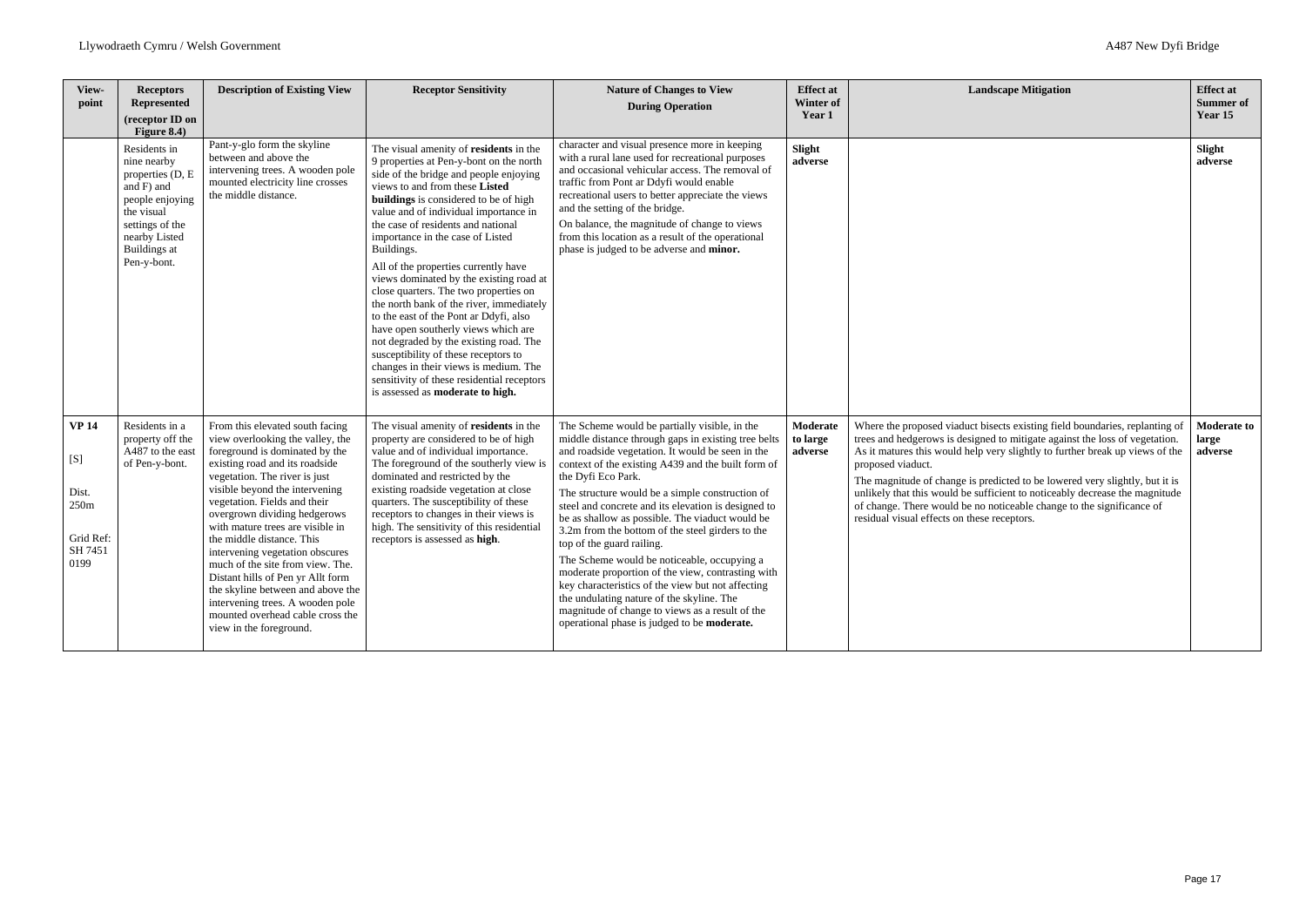| View-point | Receptors Represented (receptor ID on Figure 8.4) | Description of Existing View | Receptor Sensitivity | Nature of Changes to View During Operation | Effect at Winter of Year 1 | Landscape Mitigation | Effect at Summer of Year 15 |
|---|---|---|---|---|---|---|---|
| | Residents in nine nearby properties (D, E and F) and people enjoying the visual settings of the nearby Listed Buildings at Pen-y-bont. | Pant-y-glo form the skyline between and above the intervening trees. A wooden pole mounted electricity line crosses the middle distance. | The visual amenity of **residents** in the 9 properties at Pen-y-bont on the north side of the bridge and people enjoying views to and from these **Listed buildings** is considered to be of high value and of individual importance in the case of residents and national importance in the case of Listed Buildings.<br><br>All of the properties currently have views dominated by the existing road at close quarters. The two properties on the north bank of the river, immediately to the east of the Pont ar Ddyfi, also have open southerly views which are not degraded by the existing road. The susceptibility of these receptors to changes in their views is medium. The sensitivity of these residential receptors is assessed as **moderate to high.** | character and visual presence more in keeping with a rural lane used for recreational purposes and occasional vehicular access. The removal of traffic from Pont ar Ddyfi would enable recreational users to better appreciate the views and the setting of the bridge.<br><br>On balance, the magnitude of change to views from this location as a result of the operational phase is judged to be adverse and **minor.** | **Slight adverse** | | **Slight adverse** |
| **VP 14**<br><br>[S]<br><br>Dist. 250m<br><br>Grid Ref: SH 7451 0199 | Residents in a property off the A487 to the east of Pen-y-bont. | From this elevated south facing view overlooking the valley, the foreground is dominated by the existing road and its roadside vegetation. The river is just visible beyond the intervening vegetation. Fields and their overgrown dividing hedgerows with mature trees are visible in the middle distance. This intervening vegetation obscures much of the site from view. The. Distant hills of Pen yr Allt form the skyline between and above the intervening trees. A wooden pole mounted overhead cable cross the view in the foreground. | The visual amenity of **residents** in the property are considered to be of high value and of individual importance. The foreground of the southerly view is dominated and restricted by the existing roadside vegetation at close quarters. The susceptibility of these receptors to changes in their views is high. The sensitivity of this residential receptors is assessed as **high**. | The Scheme would be partially visible, in the middle distance through gaps in existing tree belts and roadside vegetation. It would be seen in the context of the existing A439 and the built form of the Dyfi Eco Park.<br><br>The structure would be a simple construction of steel and concrete and its elevation is designed to be as shallow as possible. The viaduct would be 3.2m from the bottom of the steel girders to the top of the guard railing.<br><br>The Scheme would be noticeable, occupying a moderate proportion of the view, contrasting with key characteristics of the view but not affecting the undulating nature of the skyline. The magnitude of change to views as a result of the operational phase is judged to be **moderate.** | **Moderate to large adverse** | Where the proposed viaduct bisects existing field boundaries, replanting of trees and hedgerows is designed to mitigate against the loss of vegetation. As it matures this would help very slightly to further break up views of the proposed viaduct.<br><br>The magnitude of change is predicted to be lowered very slightly, but it is unlikely that this would be sufficient to noticeably decrease the magnitude of change. There would be no noticeable change to the significance of residual visual effects on these receptors. | **Moderate to large adverse** |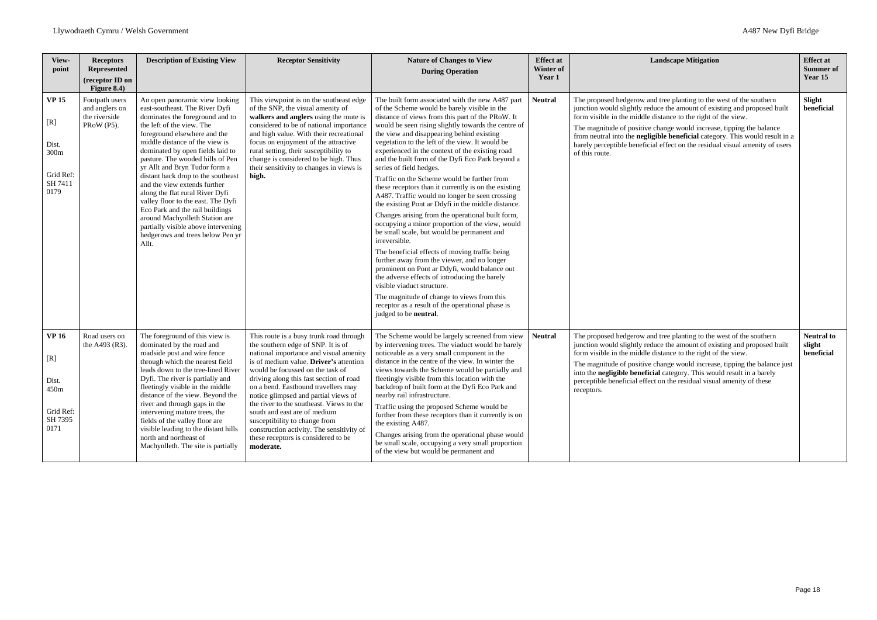| View-point | Receptors Represented (receptor ID on Figure 8.4) | Description of Existing View | Receptor Sensitivity | Nature of Changes to View During Operation | Effect at Winter of Year 1 | Landscape Mitigation | Effect at Summer of Year 15 |
|---|---|---|---|---|---|---|---|
| **VP 15** [R] Dist. 300m Grid Ref: SH 7411 0179 | Footpath users and anglers on the riverside PRoW (P5). | An open panoramic view looking east-southeast. The River Dyfi dominates the foreground and to the left of the view. The foreground elsewhere and the middle distance of the view is dominated by open fields laid to pasture. The wooded hills of Pen yr Allt and Bryn Tudor form a distant back drop to the southeast and the view extends further along the flat rural River Dyfi valley floor to the east. The Dyfi Eco Park and the rail buildings around Machynlleth Station are partially visible above intervening hedgerows and trees below Pen yr Allt. | This viewpoint is on the southeast edge of the SNP, the visual amenity of **walkers and anglers** using the route is considered to be of national importance and high value. With their recreational focus on enjoyment of the attractive rural setting, their susceptibility to change is considered to be high. Thus their sensitivity to changes in views is **high.** | The built form associated with the new A487 part of the Scheme would be barely visible in the distance of views from this part of the PRoW. It would be seen rising slightly towards the centre of the view and disappearing behind existing vegetation to the left of the view. It would be experienced in the context of the existing road and the built form of the Dyfi Eco Park beyond a series of field hedges.<br><br>Traffic on the Scheme would be further from these receptors than it currently is on the existing A487. Traffic would no longer be seen crossing the existing Pont ar Ddyfi in the middle distance.<br><br>Changes arising from the operational built form, occupying a minor proportion of the view, would be small scale, but would be permanent and irreversible.<br><br>The beneficial effects of moving traffic being further away from the viewer, and no longer prominent on Pont ar Ddyfi, would balance out the adverse effects of introducing the barely visible viaduct structure.<br><br>The magnitude of change to views from this receptor as a result of the operational phase is judged to be **neutral**. | **Neutral** | The proposed hedgerow and tree planting to the west of the southern junction would slightly reduce the amount of existing and proposed built form visible in the middle distance to the right of the view.<br><br>The magnitude of positive change would increase, tipping the balance from neutral into the **negligible beneficial** category. This would result in a barely perceptible beneficial effect on the residual visual amenity of users of this route. | **Slight beneficial** |
| **VP 16** [R] Dist. 450m Grid Ref: SH 7395 0171 | Road users on the A493 (R3). | The foreground of this view is dominated by the road and roadside post and wire fence through which the nearest field leads down to the tree-lined River Dyfi. The river is partially and fleetingly visible in the middle distance of the view. Beyond the river and through gaps in the intervening mature trees, the fields of the valley floor are visible leading to the distant hills north and northeast of Machynlleth. The site is partially | This route is a busy trunk road through the southern edge of SNP. It is of national importance and visual amenity is of medium value. **Driver's** attention would be focussed on the task of driving along this fast section of road on a bend. Eastbound travellers may notice glimpsed and partial views of the river to the southeast. Views to the south and east are of medium susceptibility to change from construction activity. The sensitivity of these receptors is considered to be **moderate.** | The Scheme would be largely screened from view by intervening trees. The viaduct would be barely noticeable as a very small component in the distance in the centre of the view. In winter the views towards the Scheme would be partially and fleetingly visible from this location with the backdrop of built form at the Dyfi Eco Park and nearby rail infrastructure.<br><br>Traffic using the proposed Scheme would be further from these receptors than it currently is on the existing A487.<br><br>Changes arising from the operational phase would be small scale, occupying a very small proportion of the view but would be permanent and | **Neutral** | The proposed hedgerow and tree planting to the west of the southern junction would slightly reduce the amount of existing and proposed built form visible in the middle distance to the right of the view.<br><br>The magnitude of positive change would increase, tipping the balance just into the **negligible beneficial** category. This would result in a barely perceptible beneficial effect on the residual visual amenity of these receptors. | **Neutral to slight beneficial** |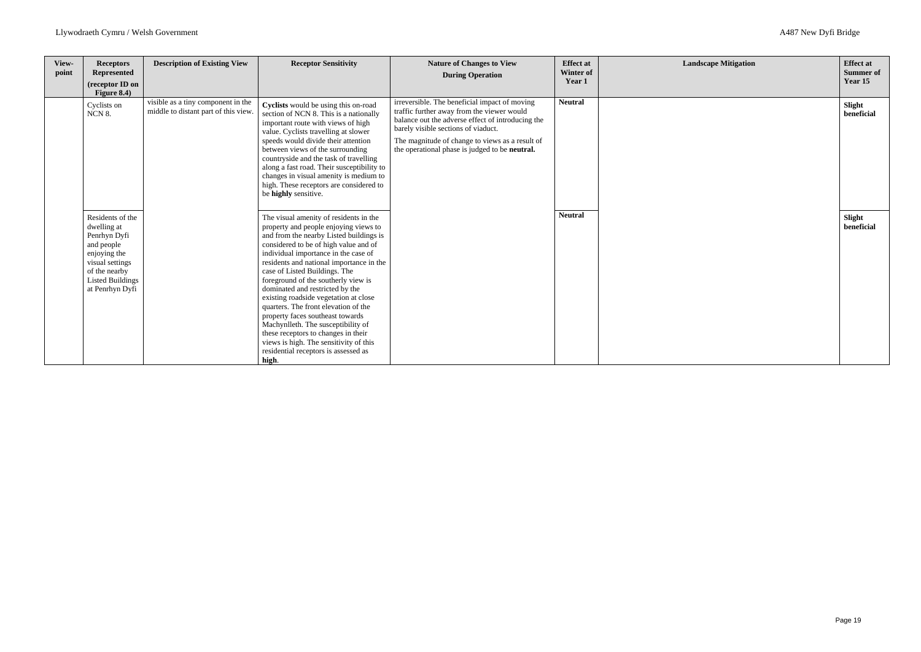| View-point | Receptors Represented (receptor ID on Figure 8.4) | Description of Existing View | Receptor Sensitivity | Nature of Changes to View During Operation | Effect at Winter of Year 1 | Landscape Mitigation | Effect at Summer of Year 15 |
|---|---|---|---|---|---|---|---|
| | Cyclists on NCN 8. | visible as a tiny component in the middle to distant part of this view. | **Cyclists** would be using this on-road section of NCN 8. This is a nationally important route with views of high value. Cyclists travelling at slower speeds would divide their attention between views of the surrounding countryside and the task of travelling along a fast road. Their susceptibility to changes in visual amenity is medium to high. These receptors are considered to be **highly** sensitive. | irreversible. The beneficial impact of moving traffic further away from the viewer would balance out the adverse effect of introducing the barely visible sections of viaduct.<br><br>The magnitude of change to views as a result of the operational phase is judged to be **neutral.** | **Neutral** | | **Slight beneficial** |
| | Residents of the dwelling at Penrhyn Dyfi and people enjoying the visual settings of the nearby Listed Buildings at Penrhyn Dyfi | | The visual amenity of residents in the property and people enjoying views to and from the nearby Listed buildings is considered to be of high value and of individual importance in the case of residents and national importance in the case of Listed Buildings. The foreground of the southerly view is dominated and restricted by the existing roadside vegetation at close quarters. The front elevation of the property faces southeast towards Machynlleth. The susceptibility of these receptors to changes in their views is high. The sensitivity of this residential receptors is assessed as **high**. | | **Neutral** | | **Slight beneficial** |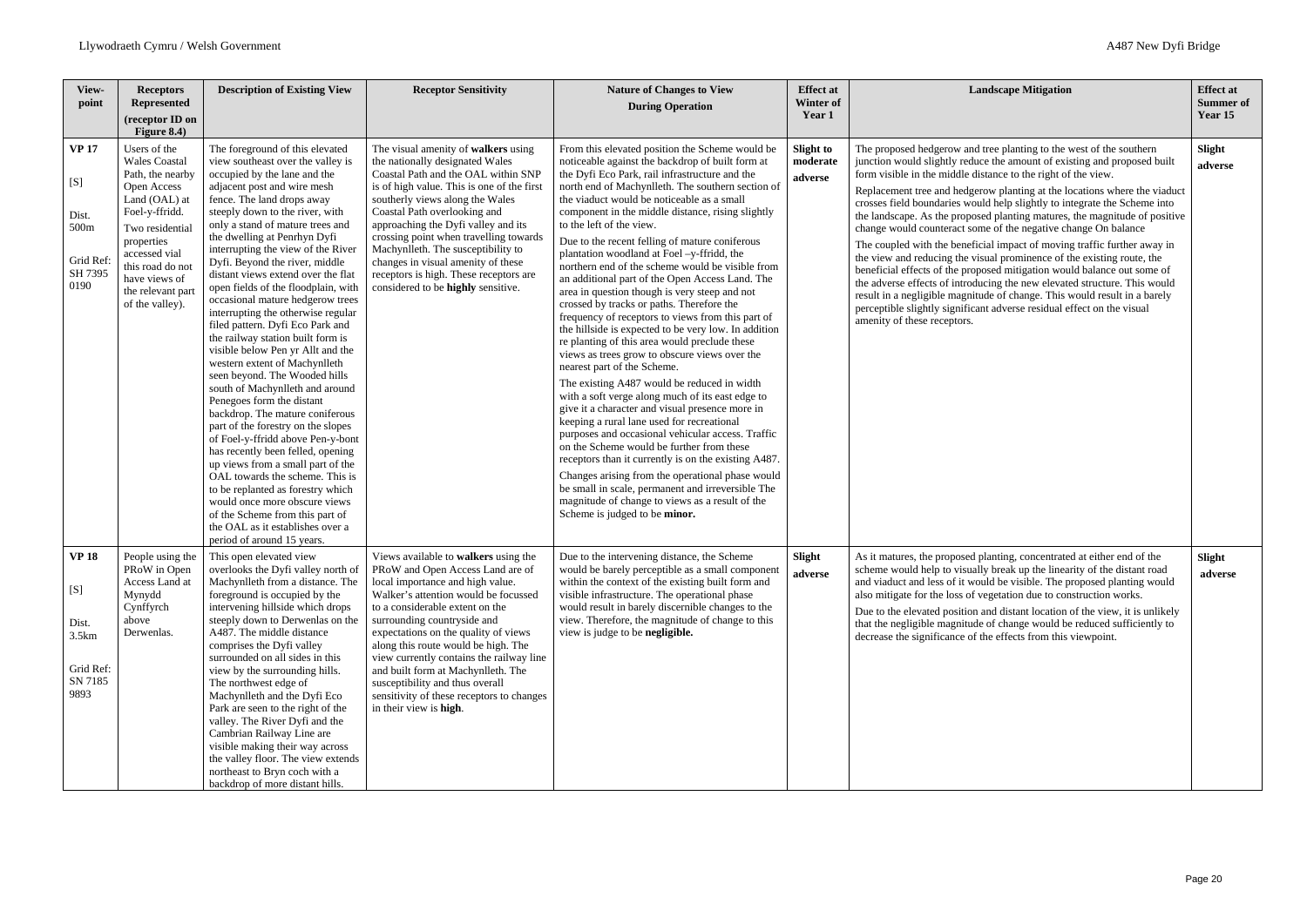| View-point | Receptors Represented (receptor ID on Figure 8.4) | Description of Existing View | Receptor Sensitivity | Nature of Changes to View During Operation | Effect at Winter of Year 1 | Landscape Mitigation | Effect at Summer of Year 15 |
|---|---|---|---|---|---|---|---|
| **VP 17**<br><br>[S]<br><br>Dist. 500m<br><br>Grid Ref: SH 7395 0190 | Users of the Wales Coastal Path, the nearby Open Access Land (OAL) at Foel-y-ffridd. Two residential properties accessed vial this road do not have views of the relevant part of the valley). | The foreground of this elevated view southeast over the valley is occupied by the lane and the adjacent post and wire mesh fence. The land drops away steeply down to the river, with only a stand of mature trees and the dwelling at Penrhyn Dyfi interrupting the view of the River Dyfi. Beyond the river, middle distant views extend over the flat open fields of the floodplain, with occasional mature hedgerow trees interrupting the otherwise regular filed pattern. Dyfi Eco Park and the railway station built form is visible below Pen yr Allt and the western extent of Machynlleth seen beyond. The Wooded hills south of Machynlleth and around Penegoes form the distant backdrop. The mature coniferous part of the forestry on the slopes of Foel-y-ffridd above Pen-y-bont has recently been felled, opening up views from a small part of the OAL towards the scheme. This is to be replanted as forestry which would once more obscure views of the Scheme from this part of the OAL as it establishes over a period of around 15 years. | The visual amenity of **walkers** using the nationally designated Wales Coastal Path and the OAL within SNP is of high value. This is one of the first southerly views along the Wales Coastal Path overlooking and approaching the Dyfi valley and its crossing point when travelling towards Machynlleth. The susceptibility to changes in visual amenity of these receptors is high. These receptors are considered to be **highly** sensitive. | From this elevated position the Scheme would be noticeable against the backdrop of built form at the Dyfi Eco Park, rail infrastructure and the north end of Machynlleth. The southern section of the viaduct would be noticeable as a small component in the middle distance, rising slightly to the left of the view.<br><br>Due to the recent felling of mature coniferous plantation woodland at Foel –y-ffridd, the northern end of the scheme would be visible from an additional part of the Open Access Land. The area in question though is very steep and not crossed by tracks or paths. Therefore the frequency of receptors to views from this part of the hillside is expected to be very low. In addition re planting of this area would preclude these views as trees grow to obscure views over the nearest part of the Scheme.<br><br>The existing A487 would be reduced in width with a soft verge along much of its east edge to give it a character and visual presence more in keeping a rural lane used for recreational purposes and occasional vehicular access. Traffic on the Scheme would be further from these receptors than it currently is on the existing A487.<br><br>Changes arising from the operational phase would be small in scale, permanent and irreversible The magnitude of change to views as a result of the Scheme is judged to be **minor.** | **Slight to moderate adverse** | The proposed hedgerow and tree planting to the west of the southern junction would slightly reduce the amount of existing and proposed built form visible in the middle distance to the right of the view.<br><br>Replacement tree and hedgerow planting at the locations where the viaduct crosses field boundaries would help slightly to integrate the Scheme into the landscape. As the proposed planting matures, the magnitude of positive change would counteract some of the negative change On balance<br><br>The coupled with the beneficial impact of moving traffic further away in the view and reducing the visual prominence of the existing route, the beneficial effects of the proposed mitigation would balance out some of the adverse effects of introducing the new elevated structure. This would result in a negligible magnitude of change. This would result in a barely perceptible slightly significant adverse residual effect on the visual amenity of these receptors. | **Slight adverse** |
| **VP 18**<br><br>[S]<br><br>Dist. 3.5km<br><br>Grid Ref: SN 7185 9893 | People using the PRoW in Open Access Land at Mynydd Cynffyrch above Derwenlas. | This open elevated view overlooks the Dyfi valley north of Machynlleth from a distance. The foreground is occupied by the intervening hillside which drops steeply down to Derwenlas on the A487. The middle distance comprises the Dyfi valley surrounded on all sides in this view by the surrounding hills. The northwest edge of Machynlleth and the Dyfi Eco Park are seen to the right of the valley. The River Dyfi and the Cambrian Railway Line are visible making their way across the valley floor. The view extends northeast to Bryn coch with a backdrop of more distant hills. | Views available to **walkers** using the PRoW and Open Access Land are of local importance and high value. Walker's attention would be focussed to a considerable extent on the surrounding countryside and expectations on the quality of views along this route would be high. The view currently contains the railway line and built form at Machynlleth. The susceptibility and thus overall sensitivity of these receptors to changes in their view is **high**. | Due to the intervening distance, the Scheme would be barely perceptible as a small component within the context of the existing built form and visible infrastructure. The operational phase would result in barely discernible changes to the view. Therefore, the magnitude of change to this view is judge to be **negligible.** | **Slight adverse** | As it matures, the proposed planting, concentrated at either end of the scheme would help to visually break up the linearity of the distant road and viaduct and less of it would be visible. The proposed planting would also mitigate for the loss of vegetation due to construction works.<br><br>Due to the elevated position and distant location of the view, it is unlikely that the negligible magnitude of change would be reduced sufficiently to decrease the significance of the effects from this viewpoint. | **Slight adverse** |